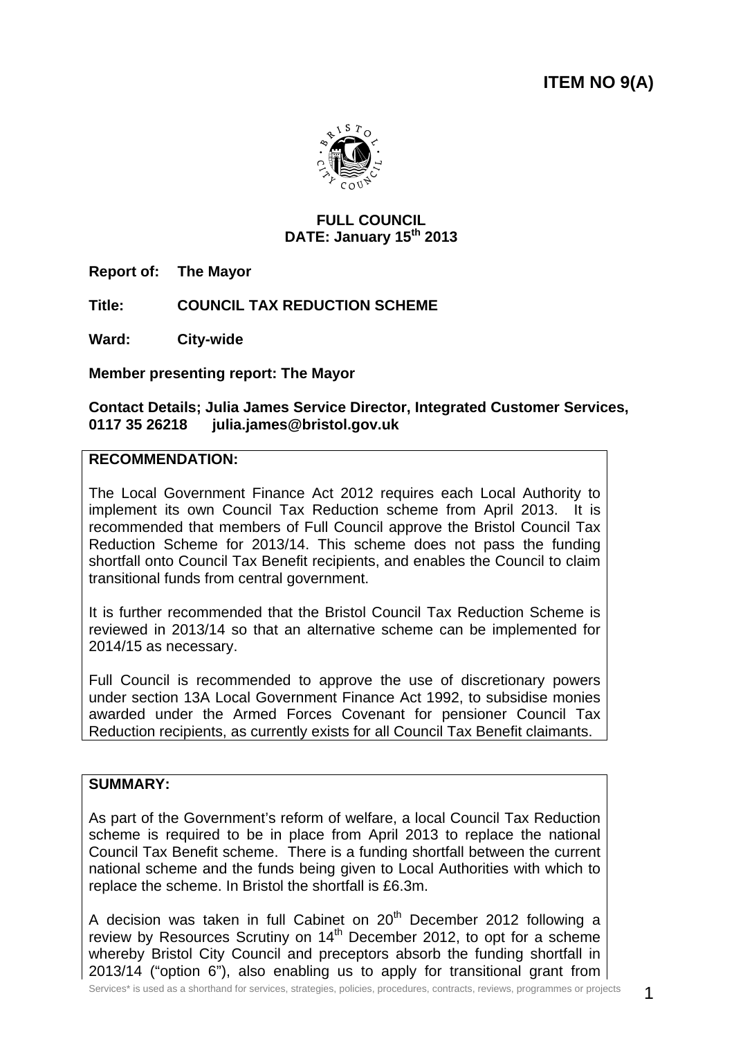**ITEM NO 9(A)**

**FULL COUNCIL**
**DATE: January 15th 2013**

**Report of:** **The Mayor**

**Title:** **COUNCIL TAX REDUCTION SCHEME**

**Ward:** **City-wide**

**Member presenting report: The Mayor**

**Contact Details; Julia James Service Director, Integrated Customer Services, 0117 35 26218 julia.james@bristol.gov.uk**

**RECOMMENDATION:**

The Local Government Finance Act 2012 requires each Local Authority to implement its own Council Tax Reduction scheme from April 2013. It is recommended that members of Full Council approve the Bristol Council Tax Reduction Scheme for 2013/14. This scheme does not pass the funding shortfall onto Council Tax Benefit recipients, and enables the Council to claim transitional funds from central government.

It is further recommended that the Bristol Council Tax Reduction Scheme is reviewed in 2013/14 so that an alternative scheme can be implemented for 2014/15 as necessary.

Full Council is recommended to approve the use of discretionary powers under section 13A Local Government Finance Act 1992, to subsidise monies awarded under the Armed Forces Covenant for pensioner Council Tax Reduction recipients, as currently exists for all Council Tax Benefit claimants.

**SUMMARY:**

As part of the Government's reform of welfare, a local Council Tax Reduction scheme is required to be in place from April 2013 to replace the national Council Tax Benefit scheme. There is a funding shortfall between the current national scheme and the funds being given to Local Authorities with which to replace the scheme. In Bristol the shortfall is £6.3m.

A decision was taken in full Cabinet on 20th December 2012 following a review by Resources Scrutiny on 14th December 2012, to opt for a scheme whereby Bristol City Council and preceptors absorb the funding shortfall in 2013/14 ("option 6"), also enabling us to apply for transitional grant from

Services* is used as a shorthand for services, strategies, policies, procedures, contracts, reviews, programmes or projects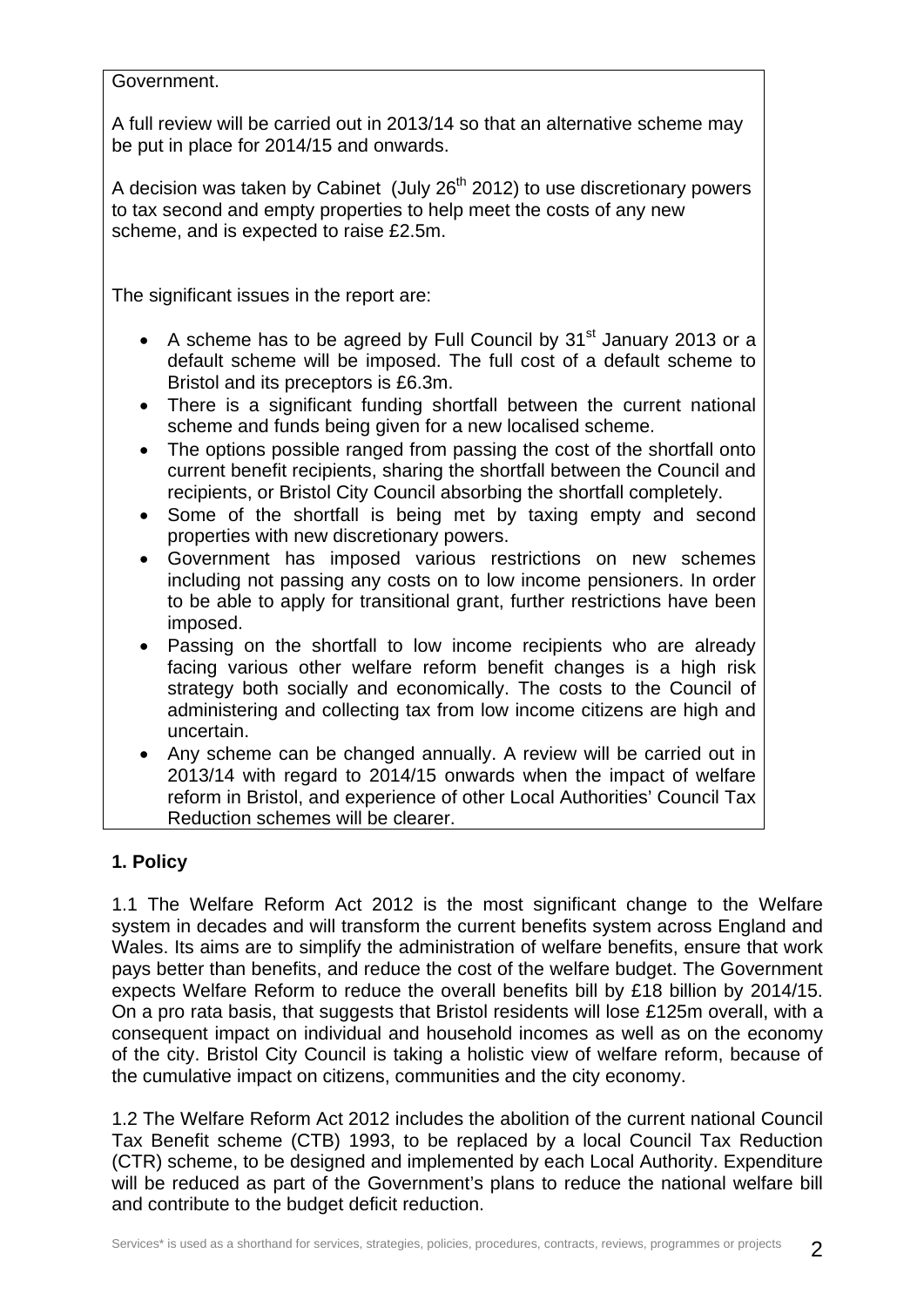Government.

A full review will be carried out in 2013/14 so that an alternative scheme may be put in place for 2014/15 and onwards.

A decision was taken by Cabinet (July 26th 2012) to use discretionary powers to tax second and empty properties to help meet the costs of any new scheme, and is expected to raise £2.5m.

The significant issues in the report are:

- A scheme has to be agreed by Full Council by 31st January 2013 or a default scheme will be imposed. The full cost of a default scheme to Bristol and its preceptors is £6.3m.
- There is a significant funding shortfall between the current national scheme and funds being given for a new localised scheme.
- The options possible ranged from passing the cost of the shortfall onto current benefit recipients, sharing the shortfall between the Council and recipients, or Bristol City Council absorbing the shortfall completely.
- Some of the shortfall is being met by taxing empty and second properties with new discretionary powers.
- Government has imposed various restrictions on new schemes including not passing any costs on to low income pensioners. In order to be able to apply for transitional grant, further restrictions have been imposed.
- Passing on the shortfall to low income recipients who are already facing various other welfare reform benefit changes is a high risk strategy both socially and economically. The costs to the Council of administering and collecting tax from low income citizens are high and uncertain.
- Any scheme can be changed annually. A review will be carried out in 2013/14 with regard to 2014/15 onwards when the impact of welfare reform in Bristol, and experience of other Local Authorities' Council Tax Reduction schemes will be clearer.

**1. Policy**

1.1 The Welfare Reform Act 2012 is the most significant change to the Welfare system in decades and will transform the current benefits system across England and Wales. Its aims are to simplify the administration of welfare benefits, ensure that work pays better than benefits, and reduce the cost of the welfare budget. The Government expects Welfare Reform to reduce the overall benefits bill by £18 billion by 2014/15. On a pro rata basis, that suggests that Bristol residents will lose £125m overall, with a consequent impact on individual and household incomes as well as on the economy of the city. Bristol City Council is taking a holistic view of welfare reform, because of the cumulative impact on citizens, communities and the city economy.

1.2 The Welfare Reform Act 2012 includes the abolition of the current national Council Tax Benefit scheme (CTB) 1993, to be replaced by a local Council Tax Reduction (CTR) scheme, to be designed and implemented by each Local Authority. Expenditure will be reduced as part of the Government's plans to reduce the national welfare bill and contribute to the budget deficit reduction.

Services* is used as a shorthand for services, strategies, policies, procedures, contracts, reviews, programmes or projects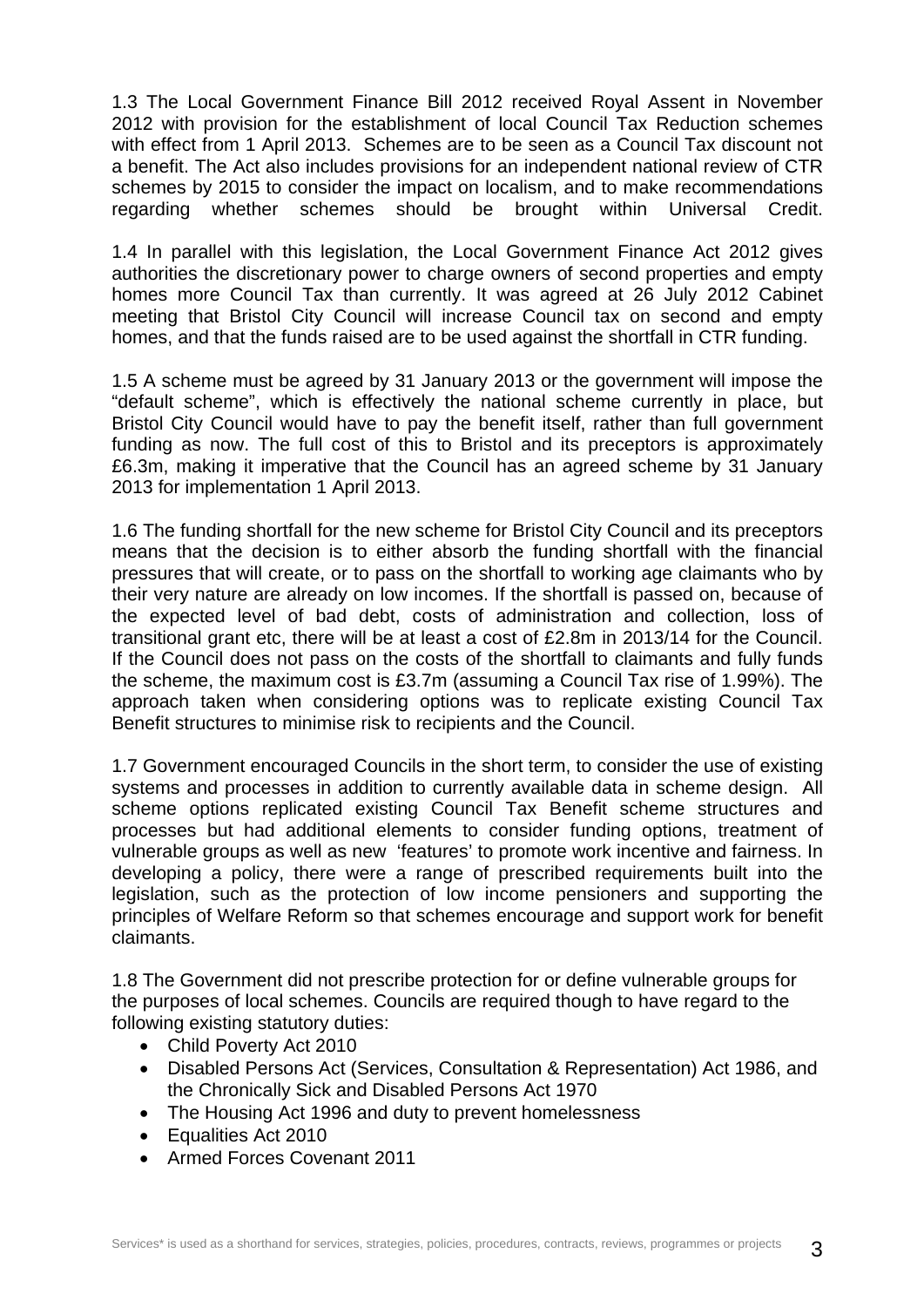1.3 The Local Government Finance Bill 2012 received Royal Assent in November 2012 with provision for the establishment of local Council Tax Reduction schemes with effect from 1 April 2013. Schemes are to be seen as a Council Tax discount not a benefit. The Act also includes provisions for an independent national review of CTR schemes by 2015 to consider the impact on localism, and to make recommendations regarding whether schemes should be brought within Universal Credit.

1.4 In parallel with this legislation, the Local Government Finance Act 2012 gives authorities the discretionary power to charge owners of second properties and empty homes more Council Tax than currently. It was agreed at 26 July 2012 Cabinet meeting that Bristol City Council will increase Council tax on second and empty homes, and that the funds raised are to be used against the shortfall in CTR funding.

1.5 A scheme must be agreed by 31 January 2013 or the government will impose the "default scheme", which is effectively the national scheme currently in place, but Bristol City Council would have to pay the benefit itself, rather than full government funding as now. The full cost of this to Bristol and its preceptors is approximately £6.3m, making it imperative that the Council has an agreed scheme by 31 January 2013 for implementation 1 April 2013.

1.6 The funding shortfall for the new scheme for Bristol City Council and its preceptors means that the decision is to either absorb the funding shortfall with the financial pressures that will create, or to pass on the shortfall to working age claimants who by their very nature are already on low incomes. If the shortfall is passed on, because of the expected level of bad debt, costs of administration and collection, loss of transitional grant etc, there will be at least a cost of £2.8m in 2013/14 for the Council. If the Council does not pass on the costs of the shortfall to claimants and fully funds the scheme, the maximum cost is £3.7m (assuming a Council Tax rise of 1.99%). The approach taken when considering options was to replicate existing Council Tax Benefit structures to minimise risk to recipients and the Council.

1.7 Government encouraged Councils in the short term, to consider the use of existing systems and processes in addition to currently available data in scheme design. All scheme options replicated existing Council Tax Benefit scheme structures and processes but had additional elements to consider funding options, treatment of vulnerable groups as well as new 'features' to promote work incentive and fairness. In developing a policy, there were a range of prescribed requirements built into the legislation, such as the protection of low income pensioners and supporting the principles of Welfare Reform so that schemes encourage and support work for benefit claimants.

1.8 The Government did not prescribe protection for or define vulnerable groups for the purposes of local schemes. Councils are required though to have regard to the following existing statutory duties:

- Child Poverty Act 2010
- Disabled Persons Act (Services, Consultation & Representation) Act 1986, and the Chronically Sick and Disabled Persons Act 1970
- The Housing Act 1996 and duty to prevent homelessness
- Equalities Act 2010
- Armed Forces Covenant 2011

Services* is used as a shorthand for services, strategies, policies, procedures, contracts, reviews, programmes or projects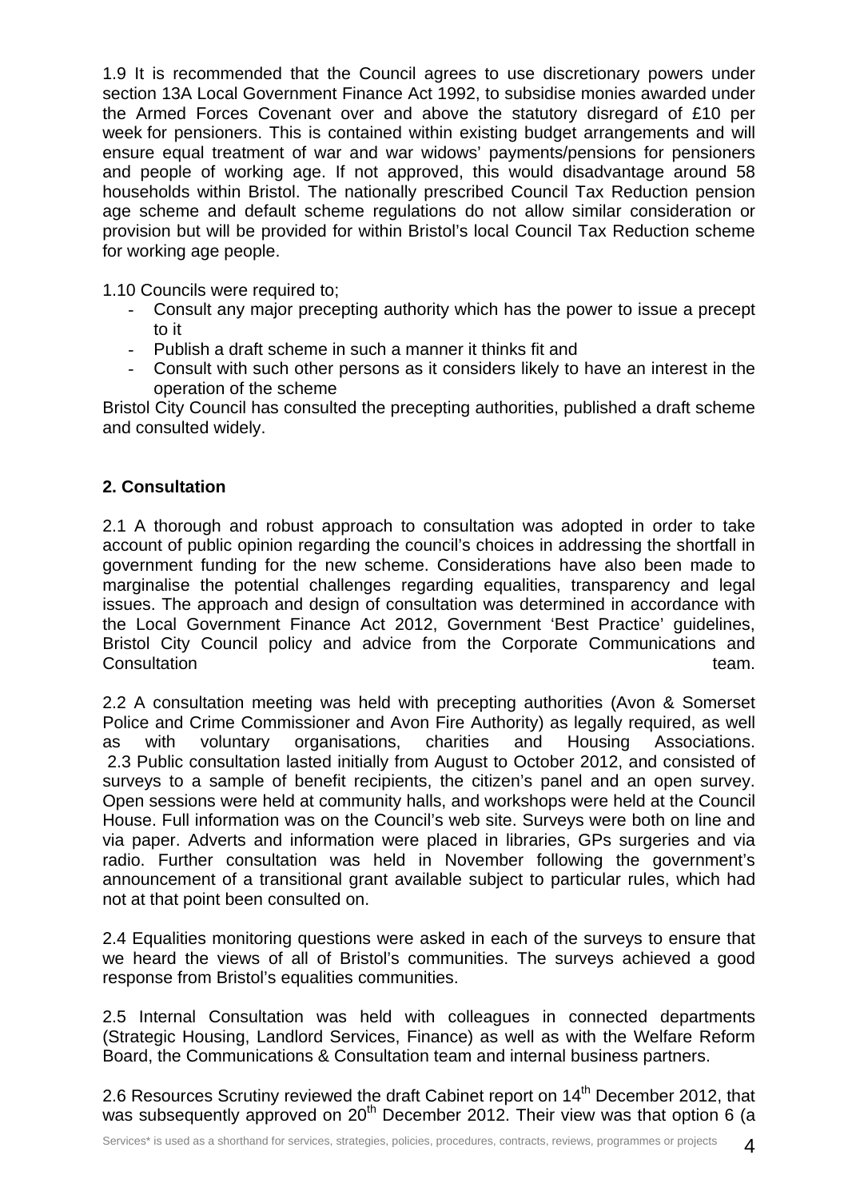1.9 It is recommended that the Council agrees to use discretionary powers under section 13A Local Government Finance Act 1992, to subsidise monies awarded under the Armed Forces Covenant over and above the statutory disregard of £10 per week for pensioners. This is contained within existing budget arrangements and will ensure equal treatment of war and war widows' payments/pensions for pensioners and people of working age. If not approved, this would disadvantage around 58 households within Bristol. The nationally prescribed Council Tax Reduction pension age scheme and default scheme regulations do not allow similar consideration or provision but will be provided for within Bristol's local Council Tax Reduction scheme for working age people.

1.10 Councils were required to;

- Consult any major precepting authority which has the power to issue a precept to it
- Publish a draft scheme in such a manner it thinks fit and
- Consult with such other persons as it considers likely to have an interest in the operation of the scheme

Bristol City Council has consulted the precepting authorities, published a draft scheme and consulted widely.

## 2. Consultation

2.1 A thorough and robust approach to consultation was adopted in order to take account of public opinion regarding the council's choices in addressing the shortfall in government funding for the new scheme. Considerations have also been made to marginalise the potential challenges regarding equalities, transparency and legal issues. The approach and design of consultation was determined in accordance with the Local Government Finance Act 2012, Government 'Best Practice' guidelines, Bristol City Council policy and advice from the Corporate Communications and Consultation team.

2.2 A consultation meeting was held with precepting authorities (Avon & Somerset Police and Crime Commissioner and Avon Fire Authority) as legally required, as well as with voluntary organisations, charities and Housing Associations.

2.3 Public consultation lasted initially from August to October 2012, and consisted of surveys to a sample of benefit recipients, the citizen's panel and an open survey. Open sessions were held at community halls, and workshops were held at the Council House. Full information was on the Council's web site. Surveys were both on line and via paper. Adverts and information were placed in libraries, GPs surgeries and via radio. Further consultation was held in November following the government's announcement of a transitional grant available subject to particular rules, which had not at that point been consulted on.

2.4 Equalities monitoring questions were asked in each of the surveys to ensure that we heard the views of all of Bristol's communities. The surveys achieved a good response from Bristol's equalities communities.

2.5 Internal Consultation was held with colleagues in connected departments (Strategic Housing, Landlord Services, Finance) as well as with the Welfare Reform Board, the Communications & Consultation team and internal business partners.

2.6 Resources Scrutiny reviewed the draft Cabinet report on 14th December 2012, that was subsequently approved on 20th December 2012. Their view was that option 6 (a

Services* is used as a shorthand for services, strategies, policies, procedures, contracts, reviews, programmes or projects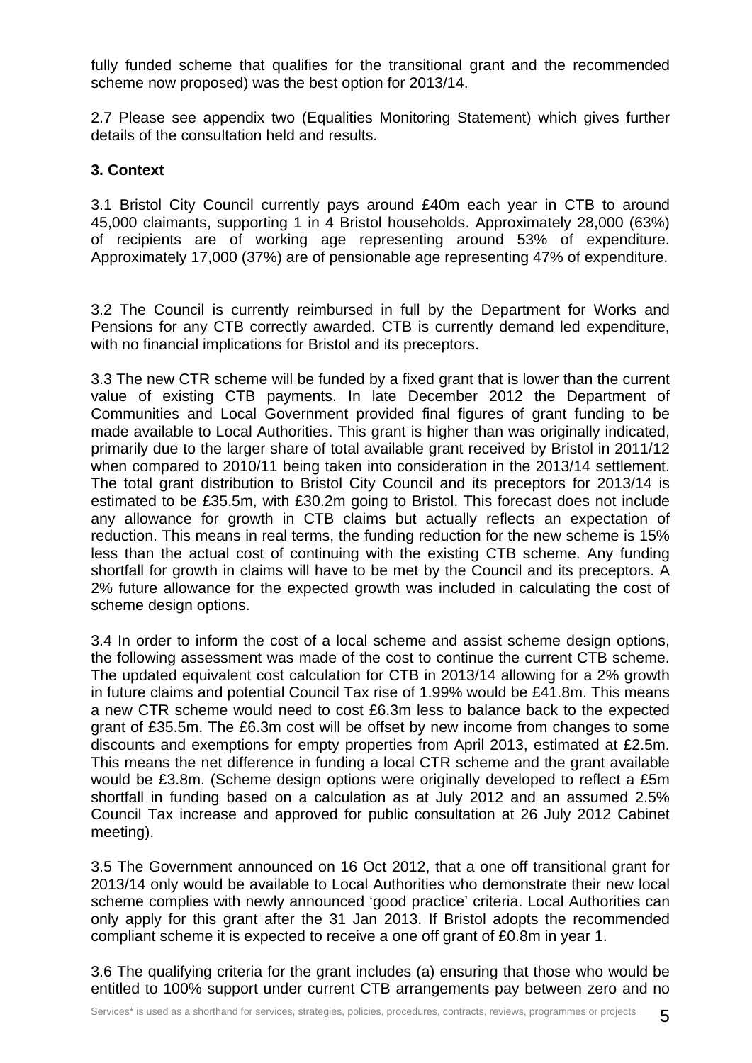fully funded scheme that qualifies for the transitional grant and the recommended scheme now proposed) was the best option for 2013/14.

2.7 Please see appendix two (Equalities Monitoring Statement) which gives further details of the consultation held and results.

### 3. Context

3.1 Bristol City Council currently pays around £40m each year in CTB to around 45,000 claimants, supporting 1 in 4 Bristol households. Approximately 28,000 (63%) of recipients are of working age representing around 53% of expenditure. Approximately 17,000 (37%) are of pensionable age representing 47% of expenditure.

3.2 The Council is currently reimbursed in full by the Department for Works and Pensions for any CTB correctly awarded. CTB is currently demand led expenditure, with no financial implications for Bristol and its preceptors.

3.3 The new CTR scheme will be funded by a fixed grant that is lower than the current value of existing CTB payments. In late December 2012 the Department of Communities and Local Government provided final figures of grant funding to be made available to Local Authorities. This grant is higher than was originally indicated, primarily due to the larger share of total available grant received by Bristol in 2011/12 when compared to 2010/11 being taken into consideration in the 2013/14 settlement. The total grant distribution to Bristol City Council and its preceptors for 2013/14 is estimated to be £35.5m, with £30.2m going to Bristol. This forecast does not include any allowance for growth in CTB claims but actually reflects an expectation of reduction. This means in real terms, the funding reduction for the new scheme is 15% less than the actual cost of continuing with the existing CTB scheme. Any funding shortfall for growth in claims will have to be met by the Council and its preceptors. A 2% future allowance for the expected growth was included in calculating the cost of scheme design options.

3.4 In order to inform the cost of a local scheme and assist scheme design options, the following assessment was made of the cost to continue the current CTB scheme. The updated equivalent cost calculation for CTB in 2013/14 allowing for a 2% growth in future claims and potential Council Tax rise of 1.99% would be £41.8m. This means a new CTR scheme would need to cost £6.3m less to balance back to the expected grant of £35.5m. The £6.3m cost will be offset by new income from changes to some discounts and exemptions for empty properties from April 2013, estimated at £2.5m. This means the net difference in funding a local CTR scheme and the grant available would be £3.8m. (Scheme design options were originally developed to reflect a £5m shortfall in funding based on a calculation as at July 2012 and an assumed 2.5% Council Tax increase and approved for public consultation at 26 July 2012 Cabinet meeting).

3.5 The Government announced on 16 Oct 2012, that a one off transitional grant for 2013/14 only would be available to Local Authorities who demonstrate their new local scheme complies with newly announced 'good practice' criteria. Local Authorities can only apply for this grant after the 31 Jan 2013. If Bristol adopts the recommended compliant scheme it is expected to receive a one off grant of £0.8m in year 1.

3.6 The qualifying criteria for the grant includes (a) ensuring that those who would be entitled to 100% support under current CTB arrangements pay between zero and no

Services* is used as a shorthand for services, strategies, policies, procedures, contracts, reviews, programmes or projects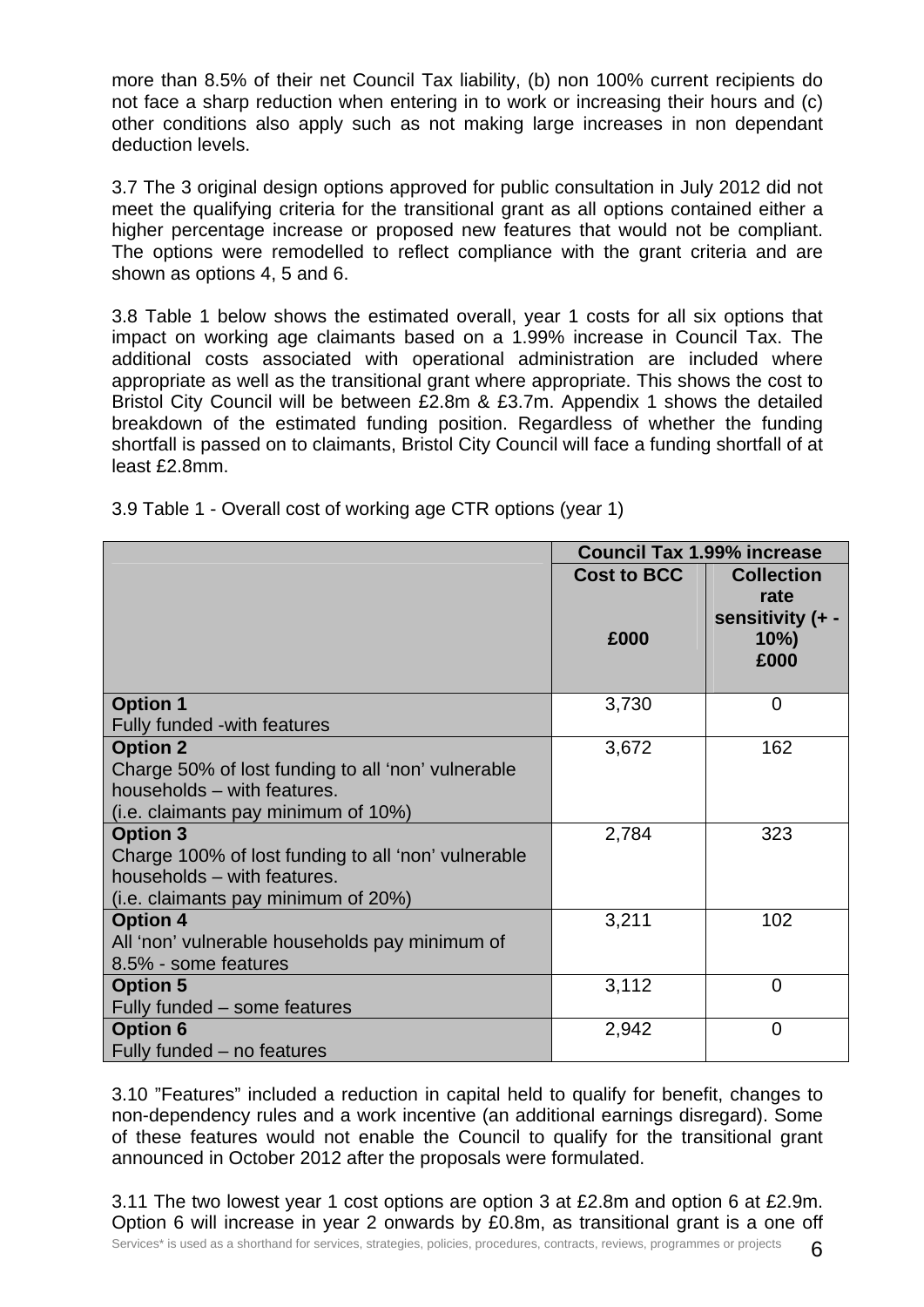more than 8.5% of their net Council Tax liability, (b) non 100% current recipients do not face a sharp reduction when entering in to work or increasing their hours and (c) other conditions also apply such as not making large increases in non dependant deduction levels.

3.7 The 3 original design options approved for public consultation in July 2012 did not meet the qualifying criteria for the transitional grant as all options contained either a higher percentage increase or proposed new features that would not be compliant. The options were remodelled to reflect compliance with the grant criteria and are shown as options 4, 5 and 6.

3.8 Table 1 below shows the estimated overall, year 1 costs for all six options that impact on working age claimants based on a 1.99% increase in Council Tax. The additional costs associated with operational administration are included where appropriate as well as the transitional grant where appropriate. This shows the cost to Bristol City Council will be between £2.8m & £3.7m. Appendix 1 shows the detailed breakdown of the estimated funding position. Regardless of whether the funding shortfall is passed on to claimants, Bristol City Council will face a funding shortfall of at least £2.8mm.

3.9 Table 1 - Overall cost of working age CTR options (year 1)

| | **Council Tax 1.99% increase** | |
|---|---|---|
| | **Cost to BCC £000** | **Collection rate sensitivity (+ - 10%) £000** |
| **Option 1** Fully funded -with features | 3,730 | 0 |
| **Option 2** Charge 50% of lost funding to all 'non' vulnerable households – with features. (i.e. claimants pay minimum of 10%) | 3,672 | 162 |
| **Option 3** Charge 100% of lost funding to all 'non' vulnerable households – with features. (i.e. claimants pay minimum of 20%) | 2,784 | 323 |
| **Option 4** All 'non' vulnerable households pay minimum of 8.5% - some features | 3,211 | 102 |
| **Option 5** Fully funded – some features | 3,112 | 0 |
| **Option 6** Fully funded – no features | 2,942 | 0 |

3.10 "Features" included a reduction in capital held to qualify for benefit, changes to non-dependency rules and a work incentive (an additional earnings disregard). Some of these features would not enable the Council to qualify for the transitional grant announced in October 2012 after the proposals were formulated.

3.11 The two lowest year 1 cost options are option 3 at £2.8m and option 6 at £2.9m. Option 6 will increase in year 2 onwards by £0.8m, as transitional grant is a one off

Services* is used as a shorthand for services, strategies, policies, procedures, contracts, reviews, programmes or projects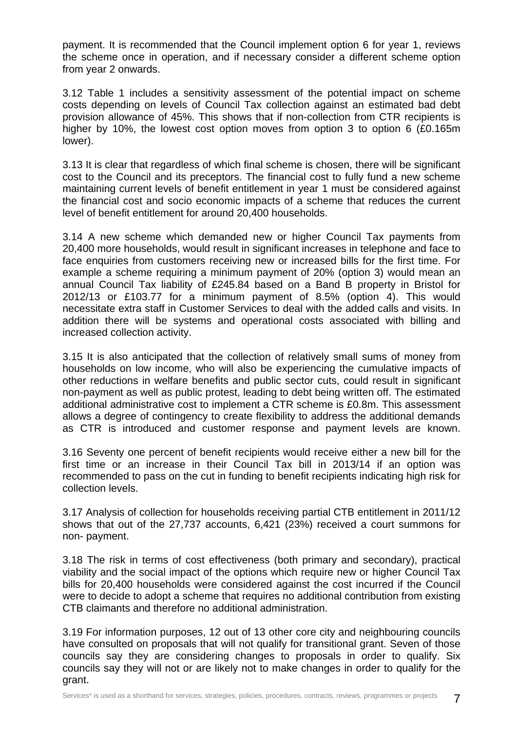payment. It is recommended that the Council implement option 6 for year 1, reviews the scheme once in operation, and if necessary consider a different scheme option from year 2 onwards.

3.12 Table 1 includes a sensitivity assessment of the potential impact on scheme costs depending on levels of Council Tax collection against an estimated bad debt provision allowance of 45%. This shows that if non-collection from CTR recipients is higher by 10%, the lowest cost option moves from option 3 to option 6 (£0.165m lower).

3.13 It is clear that regardless of which final scheme is chosen, there will be significant cost to the Council and its preceptors. The financial cost to fully fund a new scheme maintaining current levels of benefit entitlement in year 1 must be considered against the financial cost and socio economic impacts of a scheme that reduces the current level of benefit entitlement for around 20,400 households.

3.14 A new scheme which demanded new or higher Council Tax payments from 20,400 more households, would result in significant increases in telephone and face to face enquiries from customers receiving new or increased bills for the first time. For example a scheme requiring a minimum payment of 20% (option 3) would mean an annual Council Tax liability of £245.84 based on a Band B property in Bristol for 2012/13 or £103.77 for a minimum payment of 8.5% (option 4). This would necessitate extra staff in Customer Services to deal with the added calls and visits. In addition there will be systems and operational costs associated with billing and increased collection activity.

3.15 It is also anticipated that the collection of relatively small sums of money from households on low income, who will also be experiencing the cumulative impacts of other reductions in welfare benefits and public sector cuts, could result in significant non-payment as well as public protest, leading to debt being written off. The estimated additional administrative cost to implement a CTR scheme is £0.8m. This assessment allows a degree of contingency to create flexibility to address the additional demands as CTR is introduced and customer response and payment levels are known.

3.16 Seventy one percent of benefit recipients would receive either a new bill for the first time or an increase in their Council Tax bill in 2013/14 if an option was recommended to pass on the cut in funding to benefit recipients indicating high risk for collection levels.

3.17 Analysis of collection for households receiving partial CTB entitlement in 2011/12 shows that out of the 27,737 accounts, 6,421 (23%) received a court summons for non- payment.

3.18 The risk in terms of cost effectiveness (both primary and secondary), practical viability and the social impact of the options which require new or higher Council Tax bills for 20,400 households were considered against the cost incurred if the Council were to decide to adopt a scheme that requires no additional contribution from existing CTB claimants and therefore no additional administration.

3.19 For information purposes, 12 out of 13 other core city and neighbouring councils have consulted on proposals that will not qualify for transitional grant. Seven of those councils say they are considering changes to proposals in order to qualify. Six councils say they will not or are likely not to make changes in order to qualify for the grant.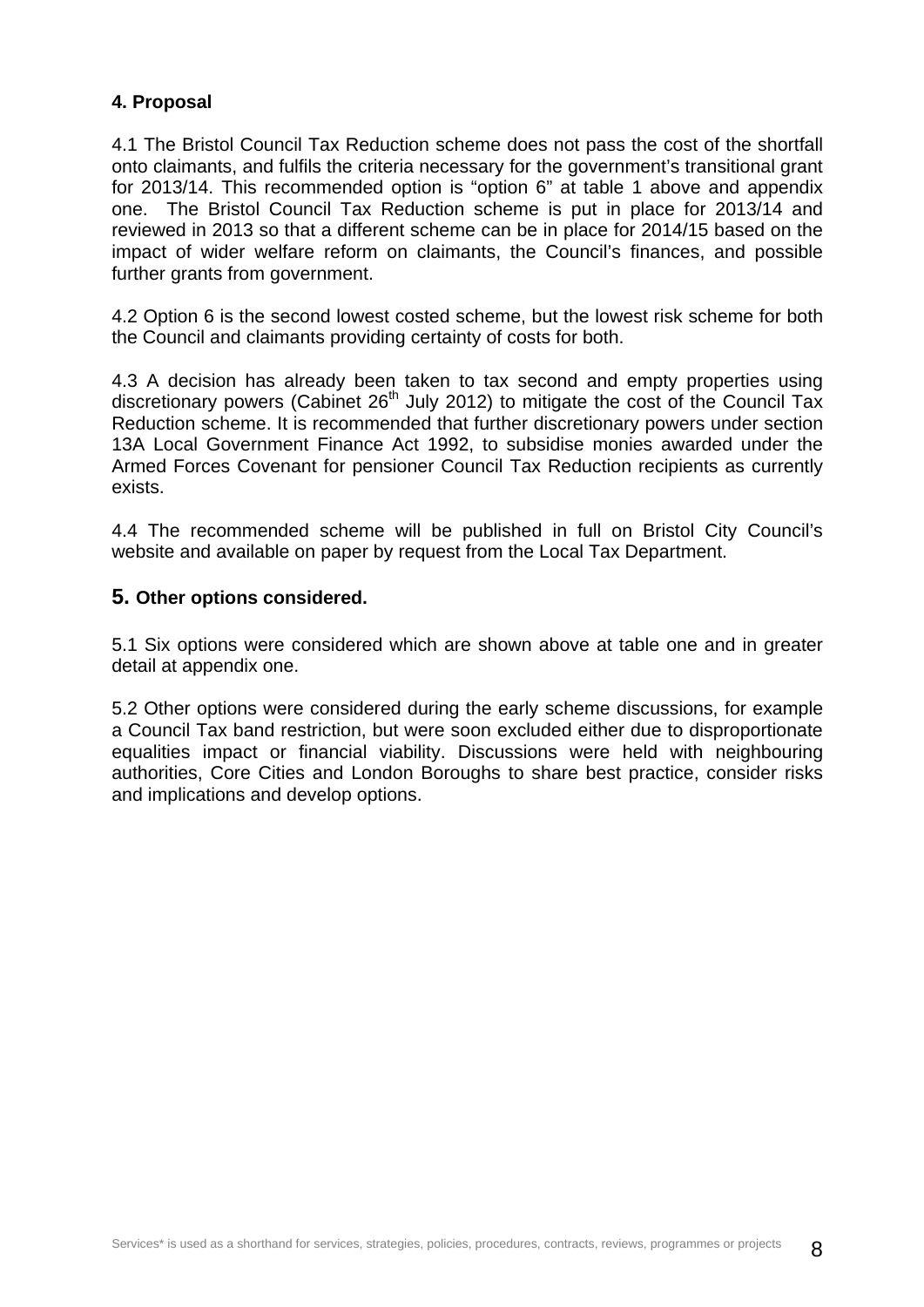## 4. Proposal

4.1 The Bristol Council Tax Reduction scheme does not pass the cost of the shortfall onto claimants, and fulfils the criteria necessary for the government's transitional grant for 2013/14. This recommended option is "option 6" at table 1 above and appendix one. The Bristol Council Tax Reduction scheme is put in place for 2013/14 and reviewed in 2013 so that a different scheme can be in place for 2014/15 based on the impact of wider welfare reform on claimants, the Council's finances, and possible further grants from government.

4.2 Option 6 is the second lowest costed scheme, but the lowest risk scheme for both the Council and claimants providing certainty of costs for both.

4.3 A decision has already been taken to tax second and empty properties using discretionary powers (Cabinet 26th July 2012) to mitigate the cost of the Council Tax Reduction scheme. It is recommended that further discretionary powers under section 13A Local Government Finance Act 1992, to subsidise monies awarded under the Armed Forces Covenant for pensioner Council Tax Reduction recipients as currently exists.

4.4 The recommended scheme will be published in full on Bristol City Council's website and available on paper by request from the Local Tax Department.

## 5. Other options considered.

5.1 Six options were considered which are shown above at table one and in greater detail at appendix one.

5.2 Other options were considered during the early scheme discussions, for example a Council Tax band restriction, but were soon excluded either due to disproportionate equalities impact or financial viability. Discussions were held with neighbouring authorities, Core Cities and London Boroughs to share best practice, consider risks and implications and develop options.

Services* is used as a shorthand for services, strategies, policies, procedures, contracts, reviews, programmes or projects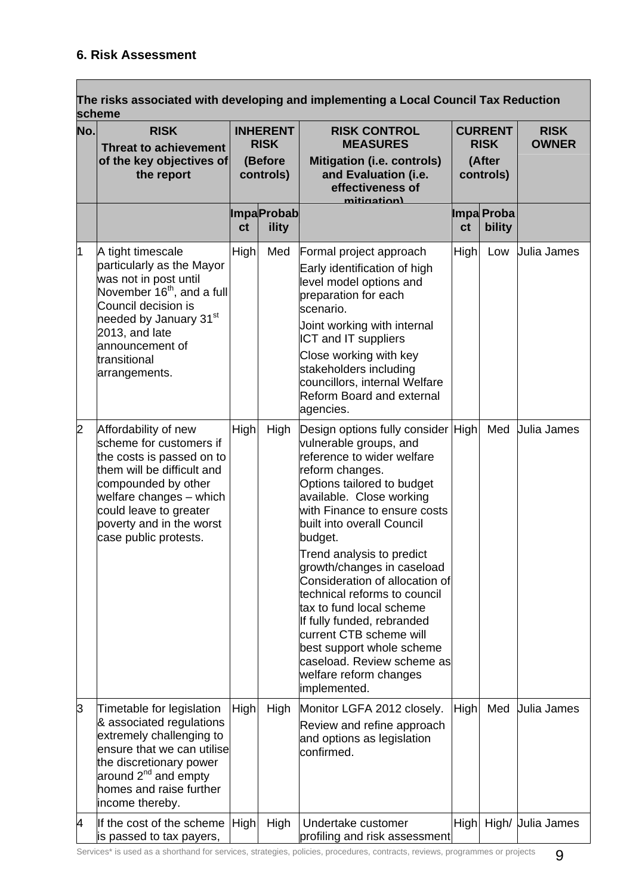## 6. Risk Assessment

| The risks associated with developing and implementing a Local Council Tax Reduction scheme | | | | | | | |
|---|---|---|---|---|---|---|---|
| **No.** | **RISK** Threat to achievement of the key objectives of the report | **INHERENT RISK (Before controls)** | | **RISK CONTROL MEASURES** Mitigation (i.e. controls) and Evaluation (i.e. effectiveness of mitigation) | **CURRENT RISK (After controls)** | | **RISK OWNER** |
| | | **Impact** | **Probability** | | **Impact** | **Probability** | |
| 1 | A tight timescale particularly as the Mayor was not in post until November 16th, and a full Council decision is needed by January 31st 2013, and late announcement of transitional arrangements. | High | Med | Formal project approach<br>Early identification of high level model options and preparation for each scenario.<br>Joint working with internal ICT and IT suppliers<br>Close working with key stakeholders including councillors, internal Welfare Reform Board and external agencies. | High | Low | Julia James |
| 2 | Affordability of new scheme for customers if the costs is passed on to them will be difficult and compounded by other welfare changes – which could leave to greater poverty and in the worst case public protests. | High | High | Design options fully consider vulnerable groups, and reference to wider welfare reform changes.<br>Options tailored to budget available. Close working with Finance to ensure costs built into overall Council budget.<br>Trend analysis to predict growth/changes in caseload Consideration of allocation of technical reforms to council tax to fund local scheme If fully funded, rebranded current CTB scheme will best support whole scheme caseload. Review scheme as welfare reform changes implemented. | High | Med | Julia James |
| 3 | Timetable for legislation & associated regulations extremely challenging to ensure that we can utilise the discretionary power around 2nd and empty homes and raise further income thereby. | High | High | Monitor LGFA 2012 closely.<br>Review and refine approach and options as legislation confirmed. | High | Med | Julia James |
| 4 | If the cost of the scheme is passed to tax payers, | High | High | Undertake customer profiling and risk assessment | High | High/ | Julia James |

Services* is used as a shorthand for services, strategies, policies, procedures, contracts, reviews, programmes or projects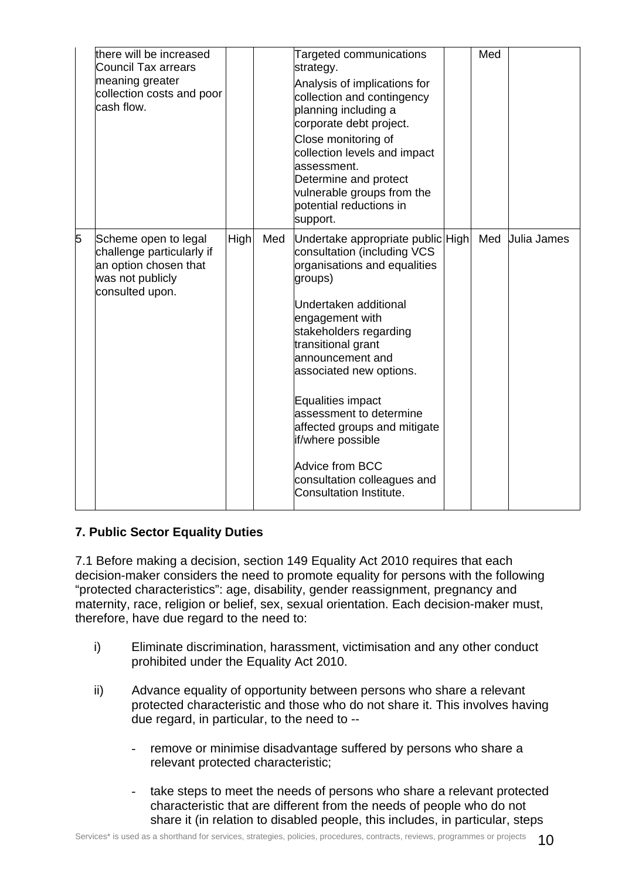| | | | | | | | |
|---|---|---|---|---|---|---|---|
| | there will be increased Council Tax arrears meaning greater collection costs and poor cash flow. | | | Targeted communications strategy.<br>Analysis of implications for collection and contingency planning including a corporate debt project.<br>Close monitoring of collection levels and impact assessment.<br>Determine and protect vulnerable groups from the potential reductions in support. | | Med | |
| 5 | Scheme open to legal challenge particularly if an option chosen that was not publicly consulted upon. | High | Med | Undertake appropriate public consultation (including VCS organisations and equalities groups)<br><br>Undertaken additional engagement with stakeholders regarding transitional grant announcement and associated new options.<br><br>Equalities impact assessment to determine affected groups and mitigate if/where possible<br><br>Advice from BCC consultation colleagues and Consultation Institute. | High | Med | Julia James |

## 7. Public Sector Equality Duties

7.1 Before making a decision, section 149 Equality Act 2010 requires that each decision-maker considers the need to promote equality for persons with the following "protected characteristics": age, disability, gender reassignment, pregnancy and maternity, race, religion or belief, sex, sexual orientation. Each decision-maker must, therefore, have due regard to the need to:

i) Eliminate discrimination, harassment, victimisation and any other conduct prohibited under the Equality Act 2010.

ii) Advance equality of opportunity between persons who share a relevant protected characteristic and those who do not share it. This involves having due regard, in particular, to the need to --

- remove or minimise disadvantage suffered by persons who share a relevant protected characteristic;

- take steps to meet the needs of persons who share a relevant protected characteristic that are different from the needs of people who do not share it (in relation to disabled people, this includes, in particular, steps

Services* is used as a shorthand for services, strategies, policies, procedures, contracts, reviews, programmes or projects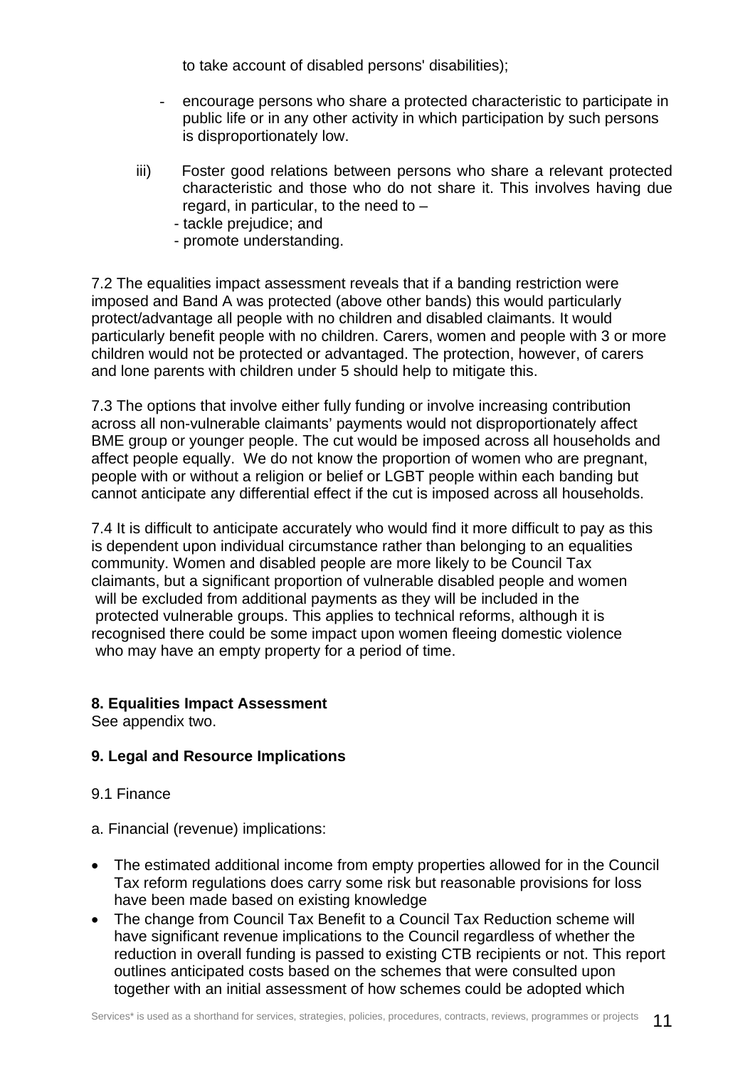to take account of disabled persons' disabilities);

- encourage persons who share a protected characteristic to participate in public life or in any other activity in which participation by such persons is disproportionately low.

iii) Foster good relations between persons who share a relevant protected characteristic and those who do not share it. This involves having due regard, in particular, to the need to –
  - tackle prejudice; and
  - promote understanding.

7.2 The equalities impact assessment reveals that if a banding restriction were imposed and Band A was protected (above other bands) this would particularly protect/advantage all people with no children and disabled claimants. It would particularly benefit people with no children. Carers, women and people with 3 or more children would not be protected or advantaged. The protection, however, of carers and lone parents with children under 5 should help to mitigate this.

7.3 The options that involve either fully funding or involve increasing contribution across all non-vulnerable claimants' payments would not disproportionately affect BME group or younger people. The cut would be imposed across all households and affect people equally. We do not know the proportion of women who are pregnant, people with or without a religion or belief or LGBT people within each banding but cannot anticipate any differential effect if the cut is imposed across all households.

7.4 It is difficult to anticipate accurately who would find it more difficult to pay as this is dependent upon individual circumstance rather than belonging to an equalities community. Women and disabled people are more likely to be Council Tax claimants, but a significant proportion of vulnerable disabled people and women will be excluded from additional payments as they will be included in the protected vulnerable groups. This applies to technical reforms, although it is recognised there could be some impact upon women fleeing domestic violence who may have an empty property for a period of time.

**8. Equalities Impact Assessment**
See appendix two.

**9. Legal and Resource Implications**

9.1 Finance

a. Financial (revenue) implications:

- The estimated additional income from empty properties allowed for in the Council Tax reform regulations does carry some risk but reasonable provisions for loss have been made based on existing knowledge
- The change from Council Tax Benefit to a Council Tax Reduction scheme will have significant revenue implications to the Council regardless of whether the reduction in overall funding is passed to existing CTB recipients or not. This report outlines anticipated costs based on the schemes that were consulted upon together with an initial assessment of how schemes could be adopted which

Services* is used as a shorthand for services, strategies, policies, procedures, contracts, reviews, programmes or projects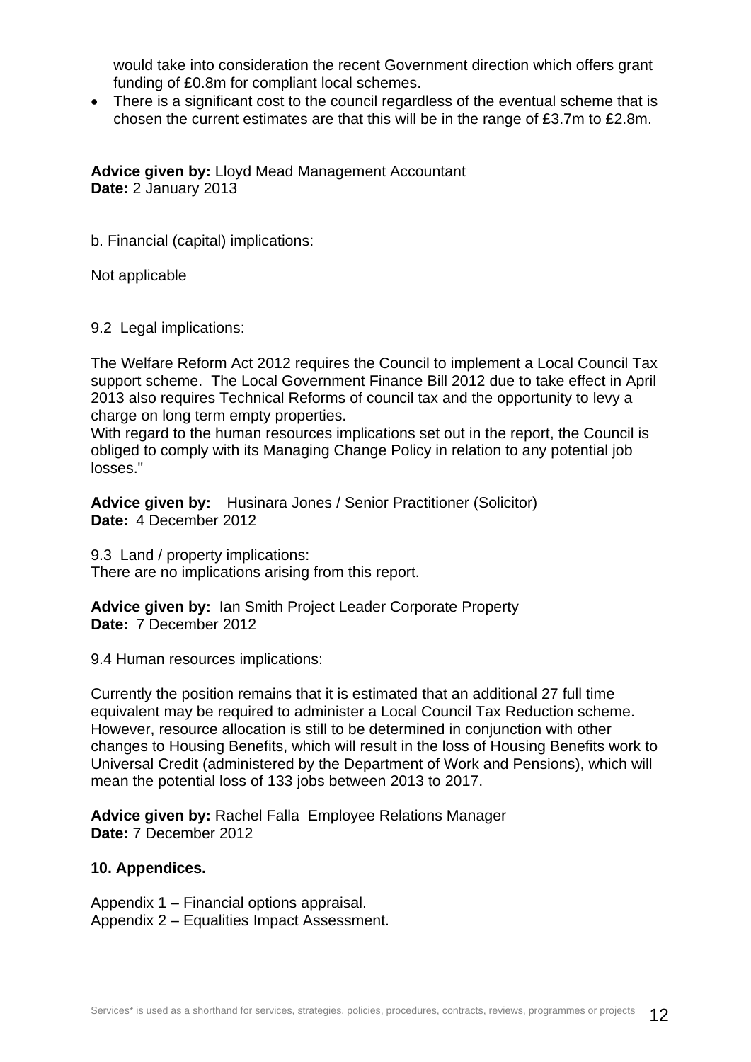would take into consideration the recent Government direction which offers grant funding of £0.8m for compliant local schemes.

- There is a significant cost to the council regardless of the eventual scheme that is chosen the current estimates are that this will be in the range of £3.7m to £2.8m.

**Advice given by:** Lloyd Mead Management Accountant
**Date:** 2 January 2013

b. Financial (capital) implications:

Not applicable

9.2 Legal implications:

The Welfare Reform Act 2012 requires the Council to implement a Local Council Tax support scheme. The Local Government Finance Bill 2012 due to take effect in April 2013 also requires Technical Reforms of council tax and the opportunity to levy a charge on long term empty properties.
With regard to the human resources implications set out in the report, the Council is obliged to comply with its Managing Change Policy in relation to any potential job losses."

**Advice given by:** Husinara Jones / Senior Practitioner (Solicitor)
**Date:** 4 December 2012

9.3 Land / property implications:
There are no implications arising from this report.

**Advice given by:** Ian Smith Project Leader Corporate Property
**Date:** 7 December 2012

9.4 Human resources implications:

Currently the position remains that it is estimated that an additional 27 full time equivalent may be required to administer a Local Council Tax Reduction scheme. However, resource allocation is still to be determined in conjunction with other changes to Housing Benefits, which will result in the loss of Housing Benefits work to Universal Credit (administered by the Department of Work and Pensions), which will mean the potential loss of 133 jobs between 2013 to 2017.

**Advice given by:** Rachel Falla Employee Relations Manager
**Date:** 7 December 2012

**10. Appendices.**

Appendix 1 – Financial options appraisal.
Appendix 2 – Equalities Impact Assessment.

Services* is used as a shorthand for services, strategies, policies, procedures, contracts, reviews, programmes or projects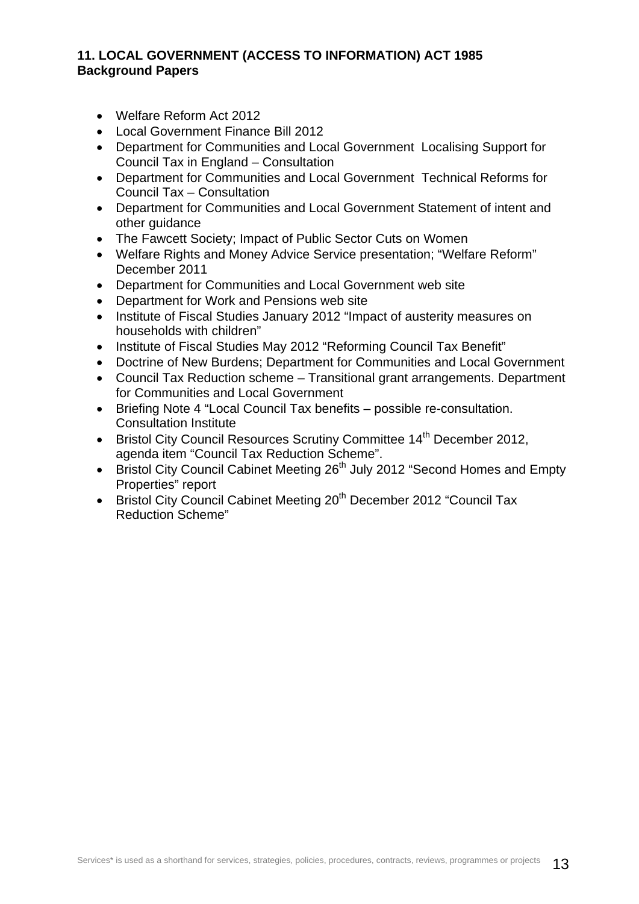**11. LOCAL GOVERNMENT (ACCESS TO INFORMATION) ACT 1985**
**Background Papers**

- Welfare Reform Act 2012
- Local Government Finance Bill 2012
- Department for Communities and Local Government Localising Support for Council Tax in England – Consultation
- Department for Communities and Local Government Technical Reforms for Council Tax – Consultation
- Department for Communities and Local Government Statement of intent and other guidance
- The Fawcett Society; Impact of Public Sector Cuts on Women
- Welfare Rights and Money Advice Service presentation; "Welfare Reform" December 2011
- Department for Communities and Local Government web site
- Department for Work and Pensions web site
- Institute of Fiscal Studies January 2012 "Impact of austerity measures on households with children"
- Institute of Fiscal Studies May 2012 "Reforming Council Tax Benefit"
- Doctrine of New Burdens; Department for Communities and Local Government
- Council Tax Reduction scheme – Transitional grant arrangements. Department for Communities and Local Government
- Briefing Note 4 "Local Council Tax benefits – possible re-consultation. Consultation Institute
- Bristol City Council Resources Scrutiny Committee 14th December 2012, agenda item "Council Tax Reduction Scheme".
- Bristol City Council Cabinet Meeting 26th July 2012 "Second Homes and Empty Properties" report
- Bristol City Council Cabinet Meeting 20th December 2012 "Council Tax Reduction Scheme"

Services* is used as a shorthand for services, strategies, policies, procedures, contracts, reviews, programmes or projects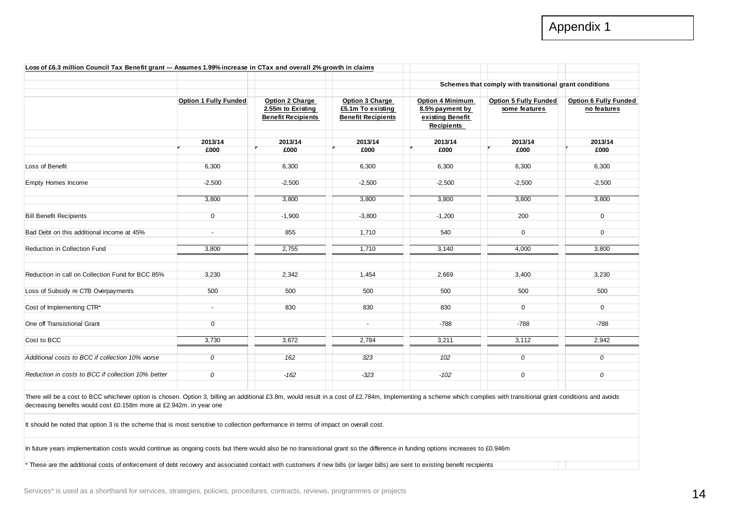Appendix 1

| Loss of £6.3 million Council Tax Benefit grant --- Assumes 1.99% increase in CTax and overall 2% growth in claims | | | | | | |
|---|---|---|---|---|---|---|
| | | | | Schemes that comply with transitional grant conditions | | |
| | Option 1 Fully Funded | Option 2 Charge 2.55m to Existing Benefit Recipients | Option 3 Charge £5.1m To existing Benefit Recipients | Option 4 Minimum 8.5% payment by existing Benefit Recipients | Option 5 Fully Funded some features | Option 6 Fully Funded no features |
| | 2013/14 | 2013/14 | 2013/14 | 2013/14 | 2013/14 | 2013/14 |
| | £000 | £000 | £000 | £000 | £000 | £000 |
| Loss of Benefit | 6,300 | 6,300 | 6,300 | 6,300 | 6,300 | 6,300 |
| Empty Homes Income | -2,500 | -2,500 | -2,500 | -2,500 | -2,500 | -2,500 |
| | 3,800 | 3,800 | 3,800 | 3,800 | 3,800 | 3,800 |
| Bill Benefit Recipients | 0 | -1,900 | -3,800 | -1,200 | 200 | 0 |
| Bad Debt on this additional income at 45% | - | 855 | 1,710 | 540 | 0 | 0 |
| Reduction in Collection Fund | 3,800 | 2,755 | 1,710 | 3,140 | 4,000 | 3,800 |
| Reduction in call on Collection Fund for BCC 85% | 3,230 | 2,342 | 1,454 | 2,669 | 3,400 | 3,230 |
| Loss of Subsidy re CTB Overpayments | 500 | 500 | 500 | 500 | 500 | 500 |
| Cost of Implementing CTR* | - | 830 | 830 | 830 | 0 | 0 |
| One off Transistional Grant | 0 | | - | -788 | -788 | -788 |
| Cost to BCC | 3,730 | 3,672 | 2,784 | 3,211 | 3,112 | 2,942 |
| *Additional costs to BCC if collection 10% worse* | *0* | *162* | *323* | *102* | *0* | *0* |
| *Reduction in costs to BCC if collection 10% better* | *0* | *-162* | *-323* | *-102* | *0* | *0* |

There will be a cost to BCC whichever option is chosen. Option 3, billing an additional £3.8m, would result in a cost of £2.784m, Implementing a scheme which complies with transitional grant conditions and avoids decreasing benefits would cost £0.158m more at £2.942m. in year one

It should be noted that option 3 is the scheme that is most sensitive to collection performance in terms of impact on overall cost.

In future years implementation costs would continue as ongoing costs but there would also be no transistional grant so the difference in funding options increases to £0.946m

\* These are the additional costs of enforcement of debt recovery and associated contact with customers if new bills (or larger bills) are sent to existing benefit recipients

Services* is used as a shorthand for services, strategies, policies, procedures, contracts, reviews, programmes or projects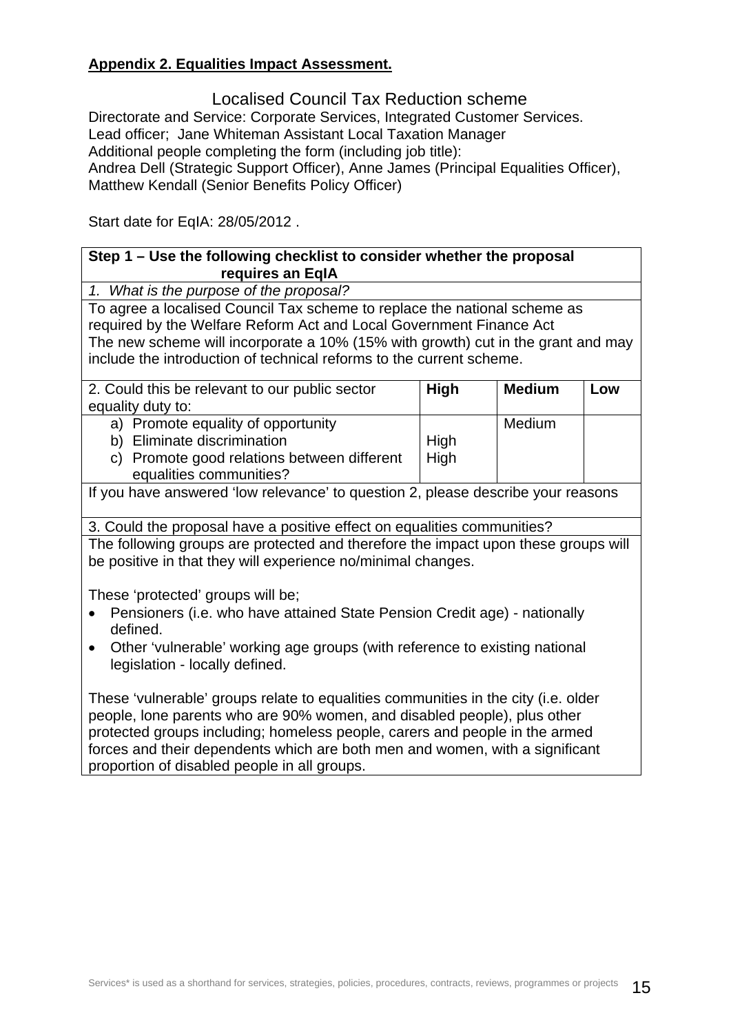**Appendix 2. Equalities Impact Assessment.**

Localised Council Tax Reduction scheme

Directorate and Service: Corporate Services, Integrated Customer Services.
Lead officer; Jane Whiteman Assistant Local Taxation Manager
Additional people completing the form (including job title):
Andrea Dell (Strategic Support Officer), Anne James (Principal Equalities Officer), Matthew Kendall (Senior Benefits Policy Officer)

Start date for EqIA: 28/05/2012 .

| **Step 1 – Use the following checklist to consider whether the proposal requires an EqIA** | | | |
|---|---|---|---|
| *1. What is the purpose of the proposal?* | | | |
| To agree a localised Council Tax scheme to replace the national scheme as required by the Welfare Reform Act and Local Government Finance Act<br>The new scheme will incorporate a 10% (15% with growth) cut in the grant and may include the introduction of technical reforms to the current scheme. | | | |
| 2. Could this be relevant to our public sector equality duty to: | **High** | **Medium** | **Low** |
| a) Promote equality of opportunity<br>b) Eliminate discrimination<br>c) Promote good relations between different equalities communities? | <br>High<br>High | Medium | |
| If you have answered 'low relevance' to question 2, please describe your reasons | | | |
| 3. Could the proposal have a positive effect on equalities communities? | | | |
| The following groups are protected and therefore the impact upon these groups will be positive in that they will experience no/minimal changes.<br><br>These 'protected' groups will be;<br>• Pensioners (i.e. who have attained State Pension Credit age) - nationally defined.<br>• Other 'vulnerable' working age groups (with reference to existing national legislation - locally defined.<br><br>These 'vulnerable' groups relate to equalities communities in the city (i.e. older people, lone parents who are 90% women, and disabled people), plus other protected groups including; homeless people, carers and people in the armed forces and their dependents which are both men and women, with a significant proportion of disabled people in all groups. | | | |

Services* is used as a shorthand for services, strategies, policies, procedures, contracts, reviews, programmes or projects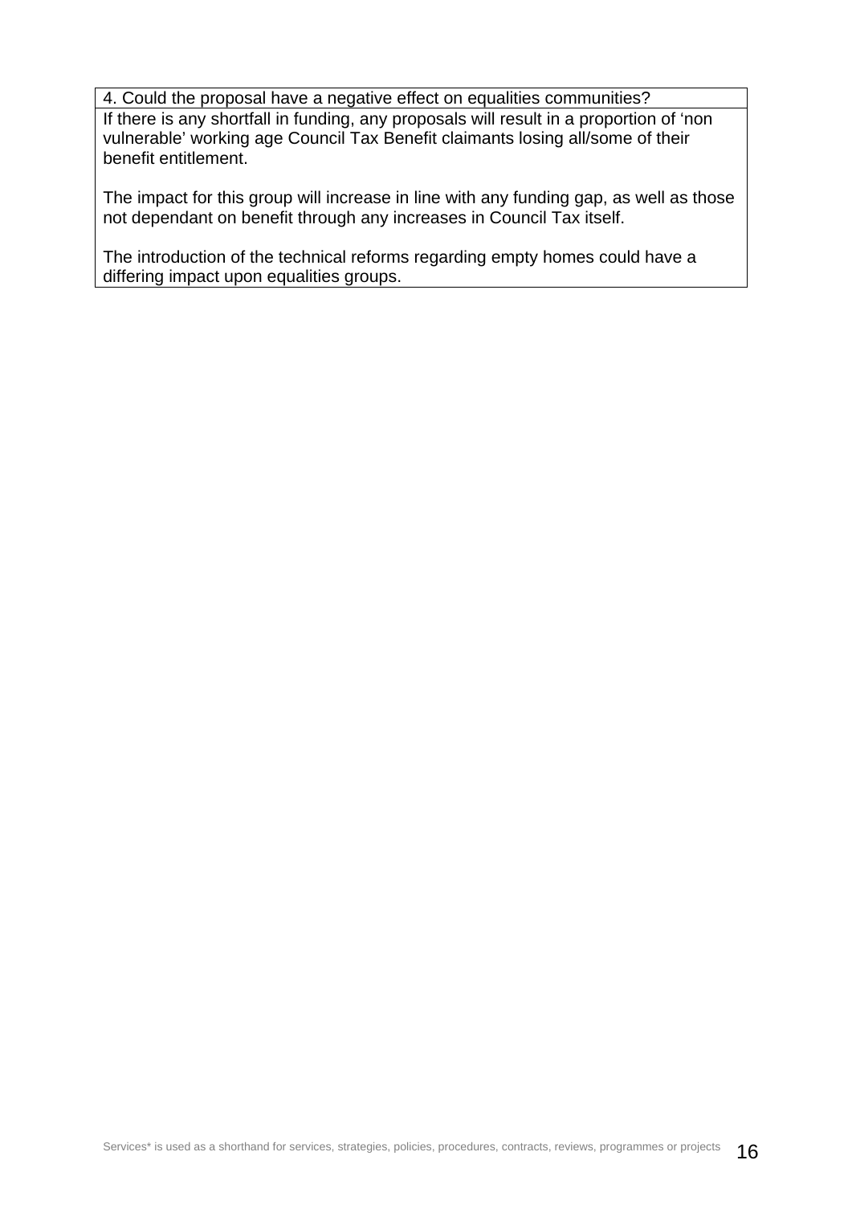| 4. Could the proposal have a negative effect on equalities communities? |
| --- |
| If there is any shortfall in funding, any proposals will result in a proportion of 'non vulnerable' working age Council Tax Benefit claimants losing all/some of their benefit entitlement.<br><br>The impact for this group will increase in line with any funding gap, as well as those not dependant on benefit through any increases in Council Tax itself.<br><br>The introduction of the technical reforms regarding empty homes could have a differing impact upon equalities groups. |

Services* is used as a shorthand for services, strategies, policies, procedures, contracts, reviews, programmes or projects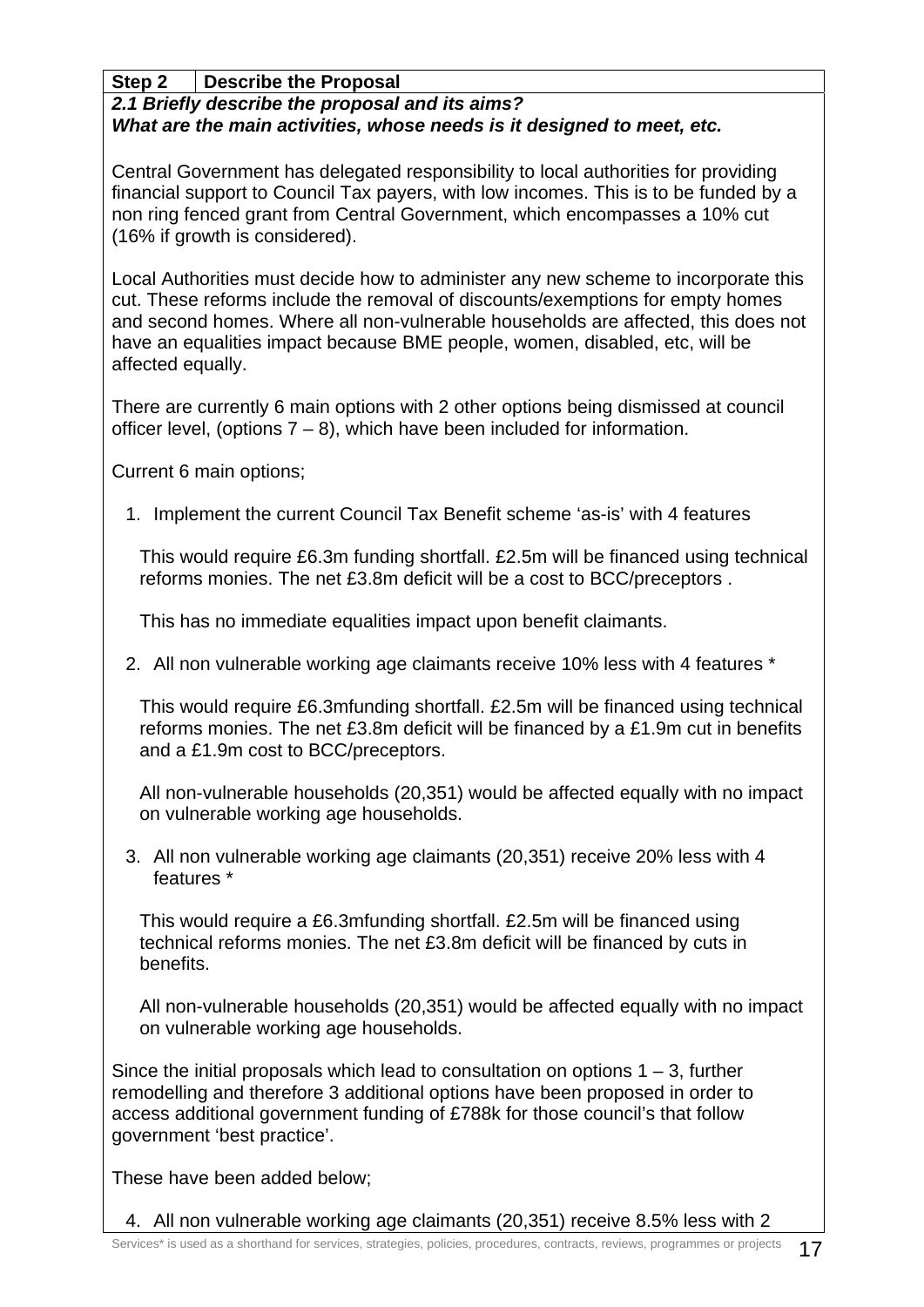| Step 2 | Describe the Proposal |
|---|---|

***2.1 Briefly describe the proposal and its aims?***
***What are the main activities, whose needs is it designed to meet, etc.***

Central Government has delegated responsibility to local authorities for providing financial support to Council Tax payers, with low incomes. This is to be funded by a non ring fenced grant from Central Government, which encompasses a 10% cut (16% if growth is considered).

Local Authorities must decide how to administer any new scheme to incorporate this cut. These reforms include the removal of discounts/exemptions for empty homes and second homes. Where all non-vulnerable households are affected, this does not have an equalities impact because BME people, women, disabled, etc, will be affected equally.

There are currently 6 main options with 2 other options being dismissed at council officer level, (options 7 – 8), which have been included for information.

Current 6 main options;

1. Implement the current Council Tax Benefit scheme 'as-is' with 4 features

   This would require £6.3m funding shortfall. £2.5m will be financed using technical reforms monies. The net £3.8m deficit will be a cost to BCC/preceptors .

   This has no immediate equalities impact upon benefit claimants.

2. All non vulnerable working age claimants receive 10% less with 4 features *

   This would require £6.3mfunding shortfall. £2.5m will be financed using technical reforms monies. The net £3.8m deficit will be financed by a £1.9m cut in benefits and a £1.9m cost to BCC/preceptors.

   All non-vulnerable households (20,351) would be affected equally with no impact on vulnerable working age households.

3. All non vulnerable working age claimants (20,351) receive 20% less with 4 features *

   This would require a £6.3mfunding shortfall. £2.5m will be financed using technical reforms monies. The net £3.8m deficit will be financed by cuts in benefits.

   All non-vulnerable households (20,351) would be affected equally with no impact on vulnerable working age households.

Since the initial proposals which lead to consultation on options 1 – 3, further remodelling and therefore 3 additional options have been proposed in order to access additional government funding of £788k for those council's that follow government 'best practice'.

These have been added below;

4. All non vulnerable working age claimants (20,351) receive 8.5% less with 2

Services* is used as a shorthand for services, strategies, policies, procedures, contracts, reviews, programmes or projects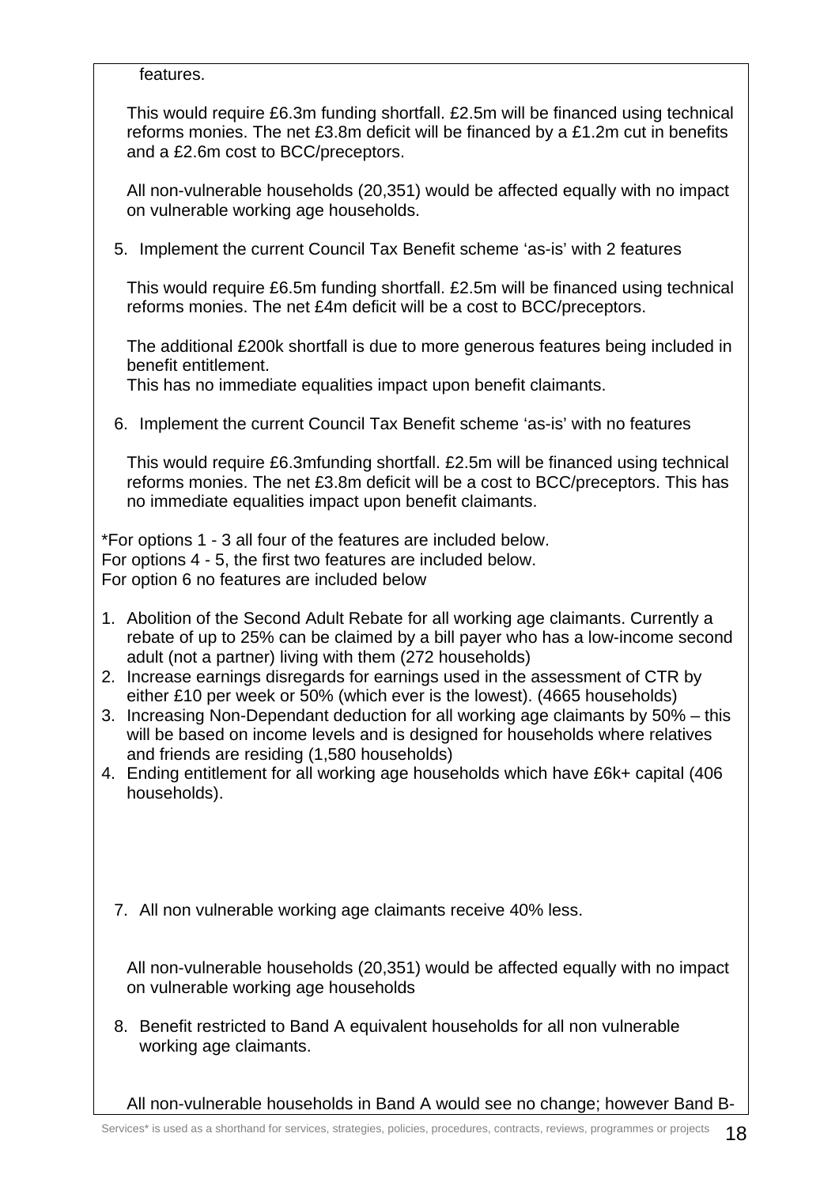features.

This would require £6.3m funding shortfall. £2.5m will be financed using technical reforms monies. The net £3.8m deficit will be financed by a £1.2m cut in benefits and a £2.6m cost to BCC/preceptors.

All non-vulnerable households (20,351) would be affected equally with no impact on vulnerable working age households.

5. Implement the current Council Tax Benefit scheme 'as-is' with 2 features

   This would require £6.5m funding shortfall. £2.5m will be financed using technical reforms monies. The net £4m deficit will be a cost to BCC/preceptors.

   The additional £200k shortfall is due to more generous features being included in benefit entitlement.
   This has no immediate equalities impact upon benefit claimants.

6. Implement the current Council Tax Benefit scheme 'as-is' with no features

   This would require £6.3mfunding shortfall. £2.5m will be financed using technical reforms monies. The net £3.8m deficit will be a cost to BCC/preceptors. This has no immediate equalities impact upon benefit claimants.

*For options 1 - 3 all four of the features are included below.
For options 4 - 5, the first two features are included below.
For option 6 no features are included below

1. Abolition of the Second Adult Rebate for all working age claimants. Currently a rebate of up to 25% can be claimed by a bill payer who has a low-income second adult (not a partner) living with them (272 households)
2. Increase earnings disregards for earnings used in the assessment of CTR by either £10 per week or 50% (which ever is the lowest). (4665 households)
3. Increasing Non-Dependant deduction for all working age claimants by 50% – this will be based on income levels and is designed for households where relatives and friends are residing (1,580 households)
4. Ending entitlement for all working age households which have £6k+ capital (406 households).

7. All non vulnerable working age claimants receive 40% less.

   All non-vulnerable households (20,351) would be affected equally with no impact on vulnerable working age households

8. Benefit restricted to Band A equivalent households for all non vulnerable working age claimants.

   All non-vulnerable households in Band A would see no change; however Band B-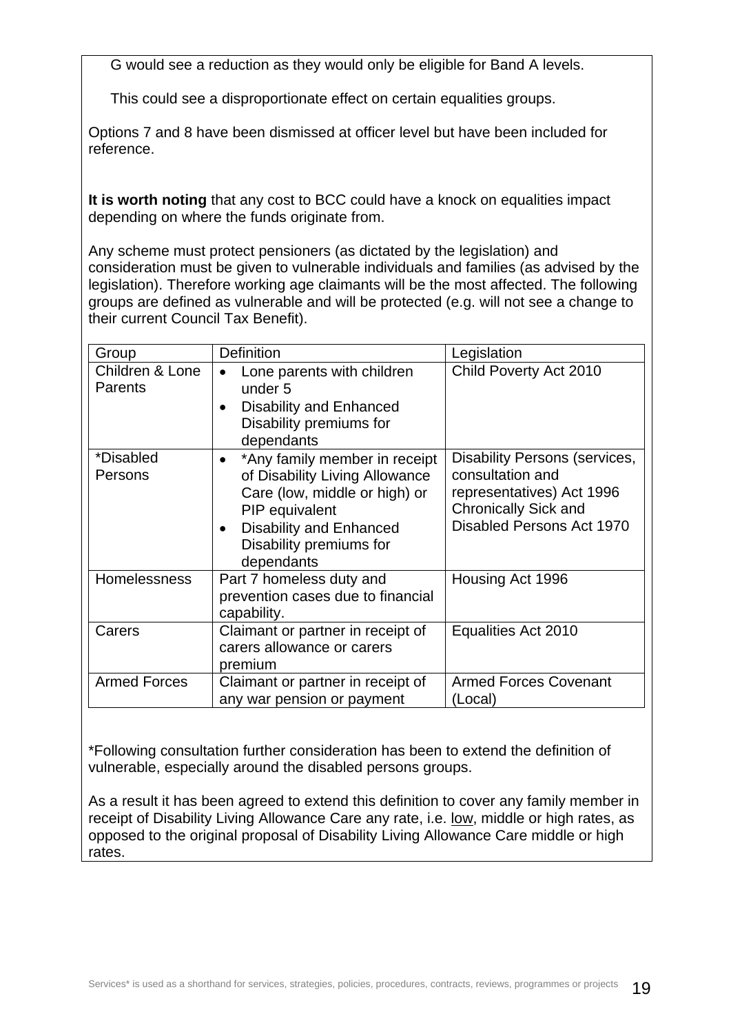G would see a reduction as they would only be eligible for Band A levels.

This could see a disproportionate effect on certain equalities groups.

Options 7 and 8 have been dismissed at officer level but have been included for reference.

**It is worth noting** that any cost to BCC could have a knock on equalities impact depending on where the funds originate from.

Any scheme must protect pensioners (as dictated by the legislation) and consideration must be given to vulnerable individuals and families (as advised by the legislation). Therefore working age claimants will be the most affected. The following groups are defined as vulnerable and will be protected (e.g. will not see a change to their current Council Tax Benefit).

| Group | Definition | Legislation |
|---|---|---|
| Children & Lone Parents | • Lone parents with children under 5<br>• Disability and Enhanced Disability premiums for dependants | Child Poverty Act 2010 |
| *Disabled Persons | • *Any family member in receipt of Disability Living Allowance Care (low, middle or high) or PIP equivalent<br>• Disability and Enhanced Disability premiums for dependants | Disability Persons (services, consultation and representatives) Act 1996<br>Chronically Sick and Disabled Persons Act 1970 |
| Homelessness | Part 7 homeless duty and prevention cases due to financial capability. | Housing Act 1996 |
| Carers | Claimant or partner in receipt of carers allowance or carers premium | Equalities Act 2010 |
| Armed Forces | Claimant or partner in receipt of any war pension or payment | Armed Forces Covenant (Local) |

*Following consultation further consideration has been to extend the definition of vulnerable, especially around the disabled persons groups.

As a result it has been agreed to extend this definition to cover any family member in receipt of Disability Living Allowance Care any rate, i.e. low, middle or high rates, as opposed to the original proposal of Disability Living Allowance Care middle or high rates.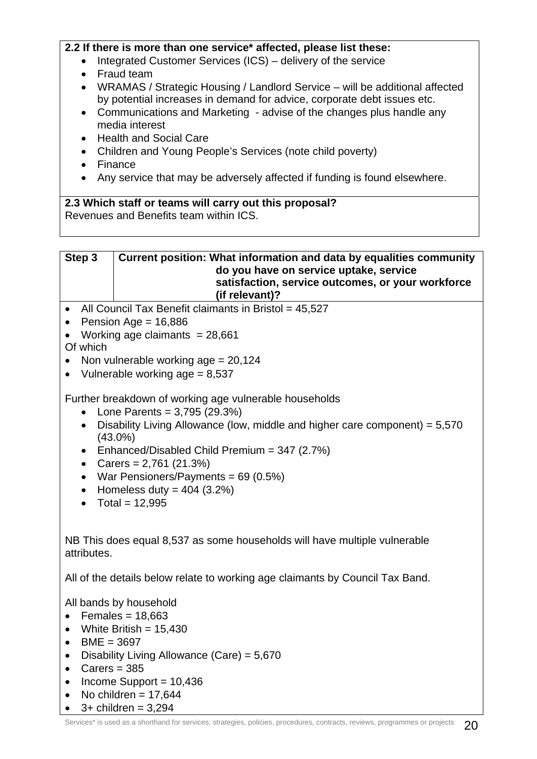**2.2 If there is more than one service* affected, please list these:**

- Integrated Customer Services (ICS) – delivery of the service
- Fraud team
- WRAMAS / Strategic Housing / Landlord Service – will be additional affected by potential increases in demand for advice, corporate debt issues etc.
- Communications and Marketing - advise of the changes plus handle any media interest
- Health and Social Care
- Children and Young People's Services (note child poverty)
- Finance
- Any service that may be adversely affected if funding is found elsewhere.

**2.3 Which staff or teams will carry out this proposal?**

Revenues and Benefits team within ICS.

| Step 3 | Current position: What information and data by equalities community do you have on service uptake, service satisfaction, service outcomes, or your workforce (if relevant)? |
|---|---|

- All Council Tax Benefit claimants in Bristol = 45,527
- Pension Age = 16,886
- Working age claimants = 28,661

Of which

- Non vulnerable working age = 20,124
- Vulnerable working age = 8,537

Further breakdown of working age vulnerable households

- Lone Parents = 3,795 (29.3%)
- Disability Living Allowance (low, middle and higher care component) = 5,570 (43.0%)
- Enhanced/Disabled Child Premium = 347 (2.7%)
- Carers = 2,761 (21.3%)
- War Pensioners/Payments = 69 (0.5%)
- Homeless duty = 404 (3.2%)
- Total = 12,995

NB This does equal 8,537 as some households will have multiple vulnerable attributes.

All of the details below relate to working age claimants by Council Tax Band.

All bands by household

- Females = 18,663
- White British = 15,430
- BME = 3697
- Disability Living Allowance (Care) = 5,670
- Carers = 385
- Income Support = 10,436
- No children = 17,644
- 3+ children = 3,294

Services* is used as a shorthand for services, strategies, policies, procedures, contracts, reviews, programmes or projects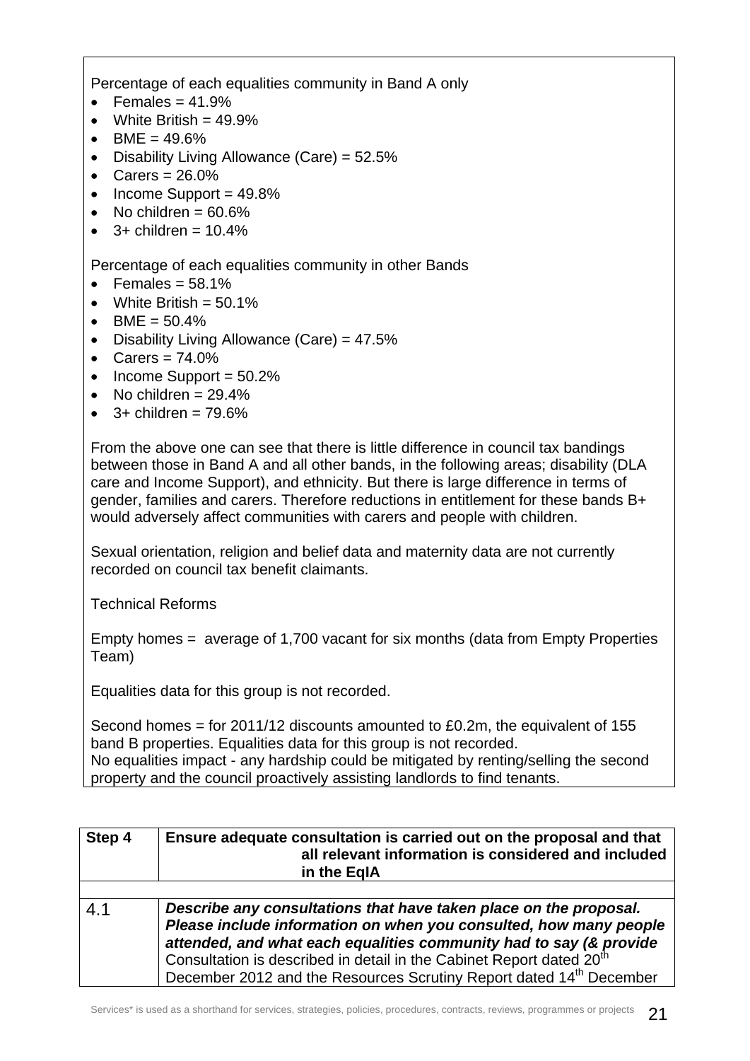Percentage of each equalities community in Band A only

- Females = 41.9%
- White British = 49.9%
- BME = 49.6%
- Disability Living Allowance (Care) = 52.5%
- Carers = 26.0%
- Income Support = 49.8%
- No children = 60.6%
- 3+ children = 10.4%

Percentage of each equalities community in other Bands

- Females = 58.1%
- White British = 50.1%
- BME = 50.4%
- Disability Living Allowance (Care) = 47.5%
- Carers = 74.0%
- Income Support = 50.2%
- No children = 29.4%
- 3+ children = 79.6%

From the above one can see that there is little difference in council tax bandings between those in Band A and all other bands, in the following areas; disability (DLA care and Income Support), and ethnicity. But there is large difference in terms of gender, families and carers. Therefore reductions in entitlement for these bands B+ would adversely affect communities with carers and people with children.

Sexual orientation, religion and belief data and maternity data are not currently recorded on council tax benefit claimants.

Technical Reforms

Empty homes = average of 1,700 vacant for six months (data from Empty Properties Team)

Equalities data for this group is not recorded.

Second homes = for 2011/12 discounts amounted to £0.2m, the equivalent of 155 band B properties. Equalities data for this group is not recorded.
No equalities impact - any hardship could be mitigated by renting/selling the second property and the council proactively assisting landlords to find tenants.

| Step 4 | Ensure adequate consultation is carried out on the proposal and that all relevant information is considered and included in the EqIA |
|---|---|
| | |
| 4.1 | ***Describe any consultations that have taken place on the proposal. Please include information on when you consulted, how many people attended, and what each equalities community had to say (& provide*** Consultation is described in detail in the Cabinet Report dated 20th December 2012 and the Resources Scrutiny Report dated 14th December |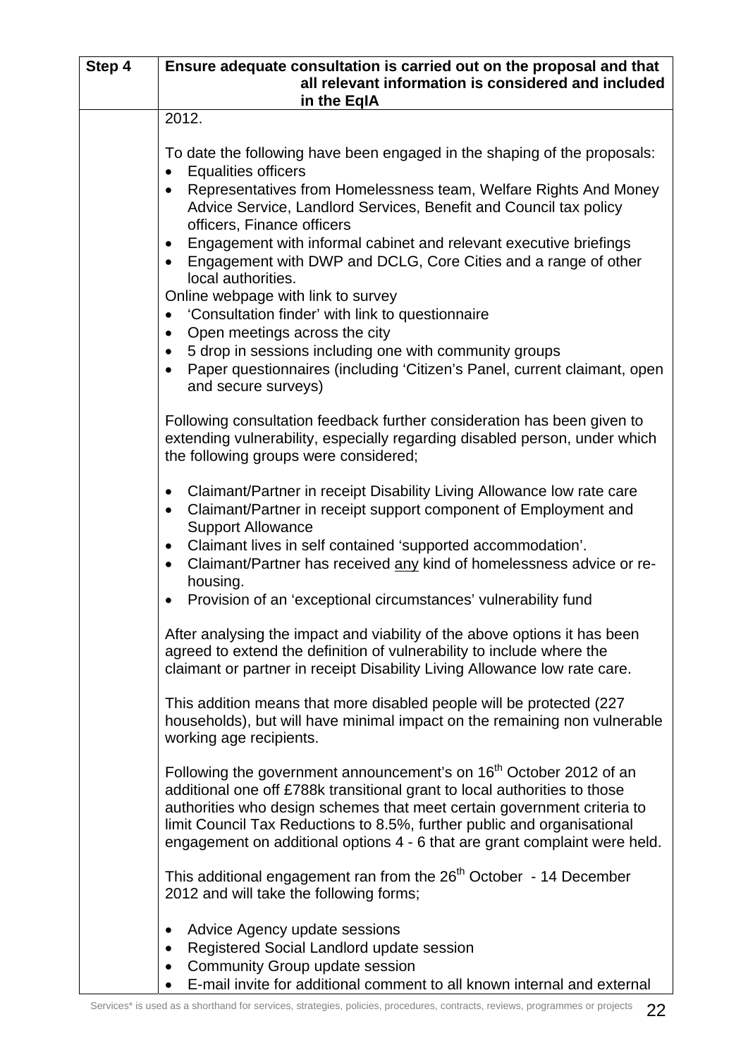| Step 4 | Ensure adequate consultation is carried out on the proposal and that all relevant information is considered and included in the EqIA |
|---|---|
| | 2012.<br><br>To date the following have been engaged in the shaping of the proposals:<br>• Equalities officers<br>• Representatives from Homelessness team, Welfare Rights And Money Advice Service, Landlord Services, Benefit and Council tax policy officers, Finance officers<br>• Engagement with informal cabinet and relevant executive briefings<br>• Engagement with DWP and DCLG, Core Cities and a range of other local authorities.<br>Online webpage with link to survey<br>• 'Consultation finder' with link to questionnaire<br>• Open meetings across the city<br>• 5 drop in sessions including one with community groups<br>• Paper questionnaires (including 'Citizen's Panel, current claimant, open and secure surveys)<br><br>Following consultation feedback further consideration has been given to extending vulnerability, especially regarding disabled person, under which the following groups were considered;<br><br>• Claimant/Partner in receipt Disability Living Allowance low rate care<br>• Claimant/Partner in receipt support component of Employment and Support Allowance<br>• Claimant lives in self contained 'supported accommodation'.<br>• Claimant/Partner has received <u>any</u> kind of homelessness advice or re-housing.<br>• Provision of an 'exceptional circumstances' vulnerability fund<br><br>After analysing the impact and viability of the above options it has been agreed to extend the definition of vulnerability to include where the claimant or partner in receipt Disability Living Allowance low rate care.<br><br>This addition means that more disabled people will be protected (227 households), but will have minimal impact on the remaining non vulnerable working age recipients.<br><br>Following the government announcement's on 16th October 2012 of an additional one off £788k transitional grant to local authorities to those authorities who design schemes that meet certain government criteria to limit Council Tax Reductions to 8.5%, further public and organisational engagement on additional options 4 - 6 that are grant complaint were held.<br><br>This additional engagement ran from the 26th October - 14 December 2012 and will take the following forms;<br><br>• Advice Agency update sessions<br>• Registered Social Landlord update session<br>• Community Group update session<br>• E-mail invite for additional comment to all known internal and external |

Services* is used as a shorthand for services, strategies, policies, procedures, contracts, reviews, programmes or projects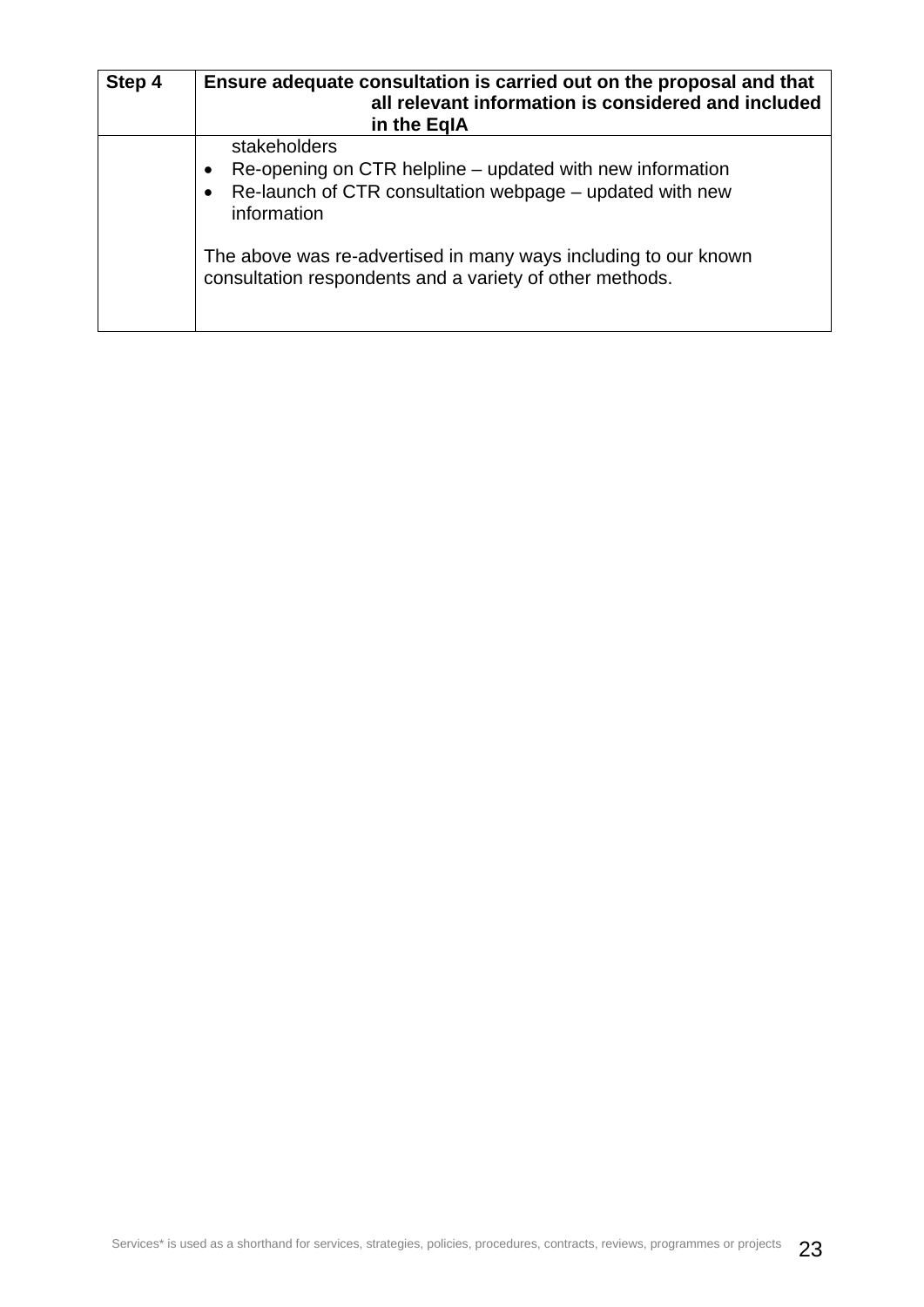| Step 4 | Ensure adequate consultation is carried out on the proposal and that all relevant information is considered and included in the EqIA |
|---|---|
| | stakeholders<br>• Re-opening on CTR helpline – updated with new information<br>• Re-launch of CTR consultation webpage – updated with new information<br><br>The above was re-advertised in many ways including to our known consultation respondents and a variety of other methods. |

Services* is used as a shorthand for services, strategies, policies, procedures, contracts, reviews, programmes or projects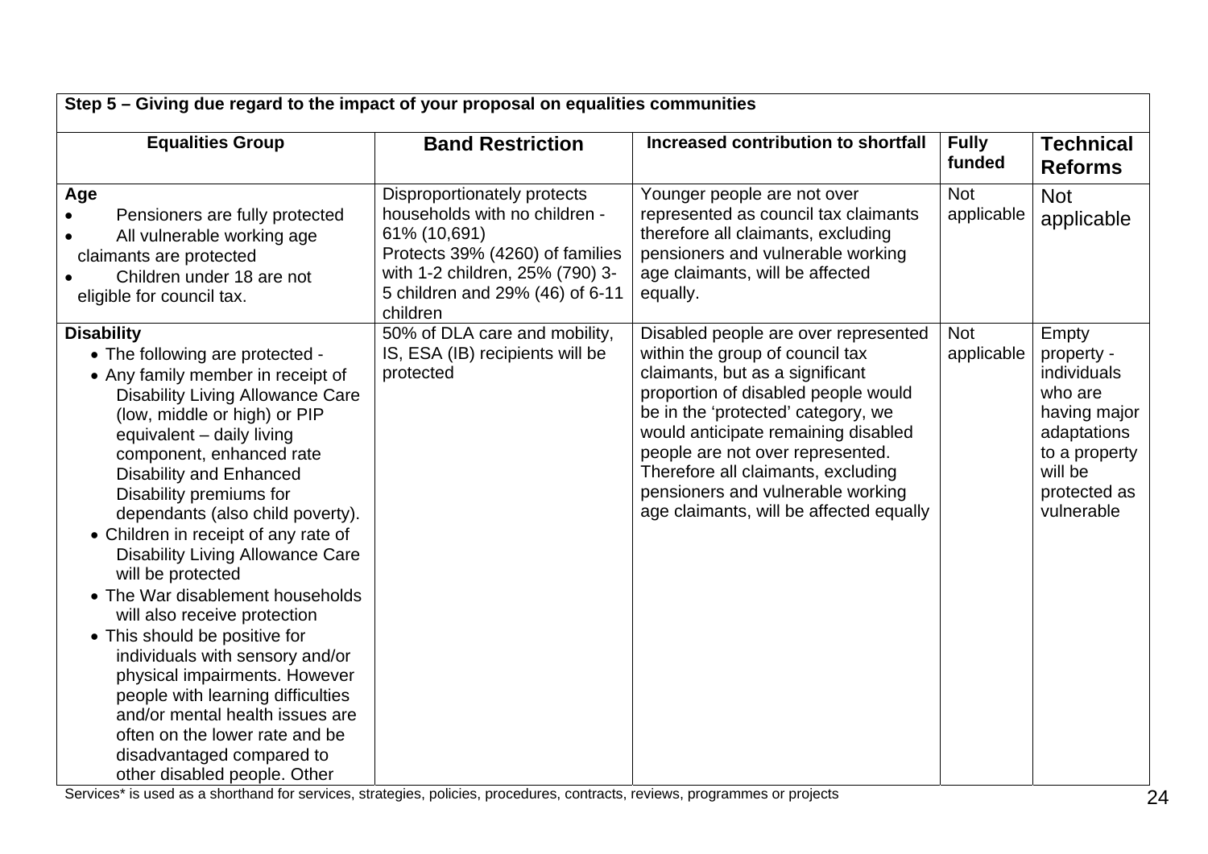| Step 5 – Giving due regard to the impact of your proposal on equalities communities | | | | |
|---|---|---|---|---|
| **Equalities Group** | **Band Restriction** | **Increased contribution to shortfall** | **Fully funded** | **Technical Reforms** |
| **Age**<br>• Pensioners are fully protected<br>• All vulnerable working age claimants are protected<br>• Children under 18 are not eligible for council tax. | Disproportionately protects households with no children - 61% (10,691)<br>Protects 39% (4260) of families with 1-2 children, 25% (790) 3-5 children and 29% (46) of 6-11 children | Younger people are not over represented as council tax claimants therefore all claimants, excluding pensioners and vulnerable working age claimants, will be affected equally. | Not applicable | Not applicable |
| **Disability**<br>• The following are protected -<br>• Any family member in receipt of Disability Living Allowance Care (low, middle or high) or PIP equivalent – daily living component, enhanced rate Disability and Enhanced Disability premiums for dependants (also child poverty).<br>• Children in receipt of any rate of Disability Living Allowance Care will be protected<br>• The War disablement households will also receive protection<br>• This should be positive for individuals with sensory and/or physical impairments. However people with learning difficulties and/or mental health issues are often on the lower rate and be disadvantaged compared to other disabled people. Other | 50% of DLA care and mobility, IS, ESA (IB) recipients will be protected | Disabled people are over represented within the group of council tax claimants, but as a significant proportion of disabled people would be in the 'protected' category, we would anticipate remaining disabled people are not over represented. Therefore all claimants, excluding pensioners and vulnerable working age claimants, will be affected equally | Not applicable | Empty property - individuals who are having major adaptations to a property will be protected as vulnerable |

Services* is used as a shorthand for services, strategies, policies, procedures, contracts, reviews, programmes or projects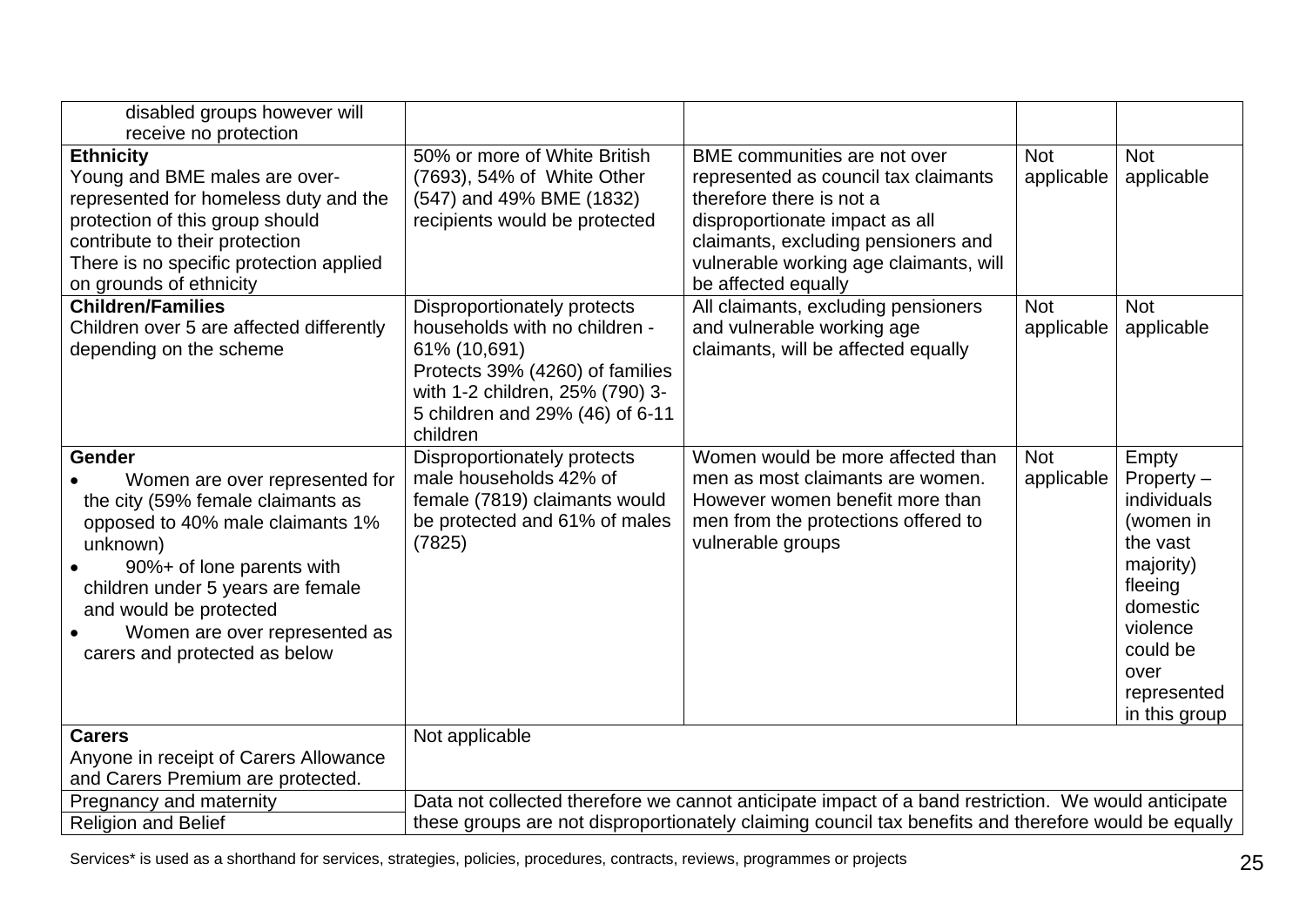| | | | | |
|---|---|---|---|---|
| disabled groups however will receive no protection | | | | |
| **Ethnicity**<br>Young and BME males are over-represented for homeless duty and the protection of this group should contribute to their protection<br>There is no specific protection applied on grounds of ethnicity | 50% or more of White British (7693), 54% of White Other (547) and 49% BME (1832) recipients would be protected | BME communities are not over represented as council tax claimants therefore there is not a disproportionate impact as all claimants, excluding pensioners and vulnerable working age claimants, will be affected equally | Not applicable | Not applicable |
| **Children/Families**<br>Children over 5 are affected differently depending on the scheme | Disproportionately protects households with no children - 61% (10,691)<br>Protects 39% (4260) of families with 1-2 children, 25% (790) 3-5 children and 29% (46) of 6-11 children | All claimants, excluding pensioners and vulnerable working age claimants, will be affected equally | Not applicable | Not applicable |
| **Gender**<br>• Women are over represented for the city (59% female claimants as opposed to 40% male claimants 1% unknown)<br>• 90%+ of lone parents with children under 5 years are female and would be protected<br>• Women are over represented as carers and protected as below | Disproportionately protects male households 42% of female (7819) claimants would be protected and 61% of males (7825) | Women would be more affected than men as most claimants are women. However women benefit more than men from the protections offered to vulnerable groups | Not applicable | Empty Property – individuals (women in the vast majority) fleeing domestic violence could be over represented in this group |
| **Carers**<br>Anyone in receipt of Carers Allowance and Carers Premium are protected. | Not applicable | | | |
| Pregnancy and maternity | Data not collected therefore we cannot anticipate impact of a band restriction. We would anticipate these groups are not disproportionately claiming council tax benefits and therefore would be equally | | | |
| Religion and Belief | | | | |

Services* is used as a shorthand for services, strategies, policies, procedures, contracts, reviews, programmes or projects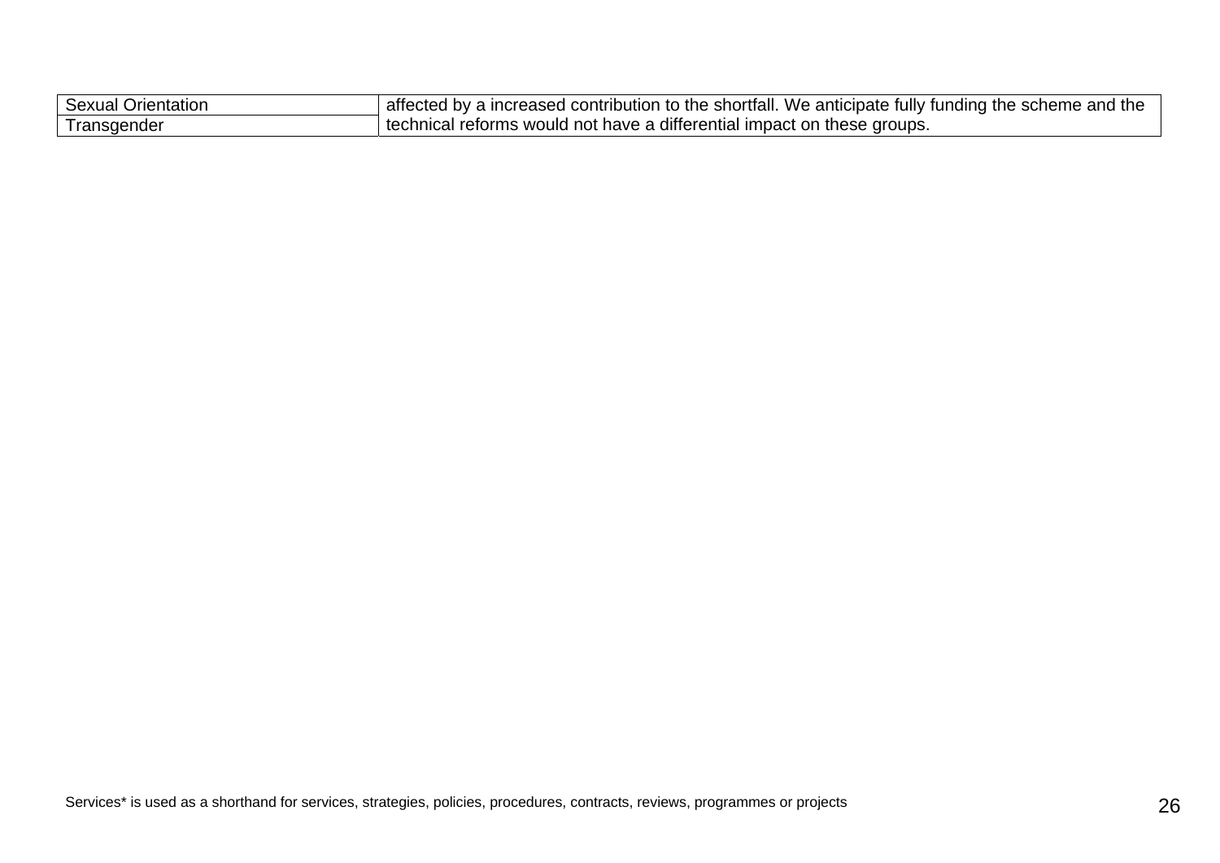| | |
|---|---|
| Sexual Orientation | affected by a increased contribution to the shortfall. We anticipate fully funding the scheme and the technical reforms would not have a differential impact on these groups. |
| Transgender | |

Services* is used as a shorthand for services, strategies, policies, procedures, contracts, reviews, programmes or projects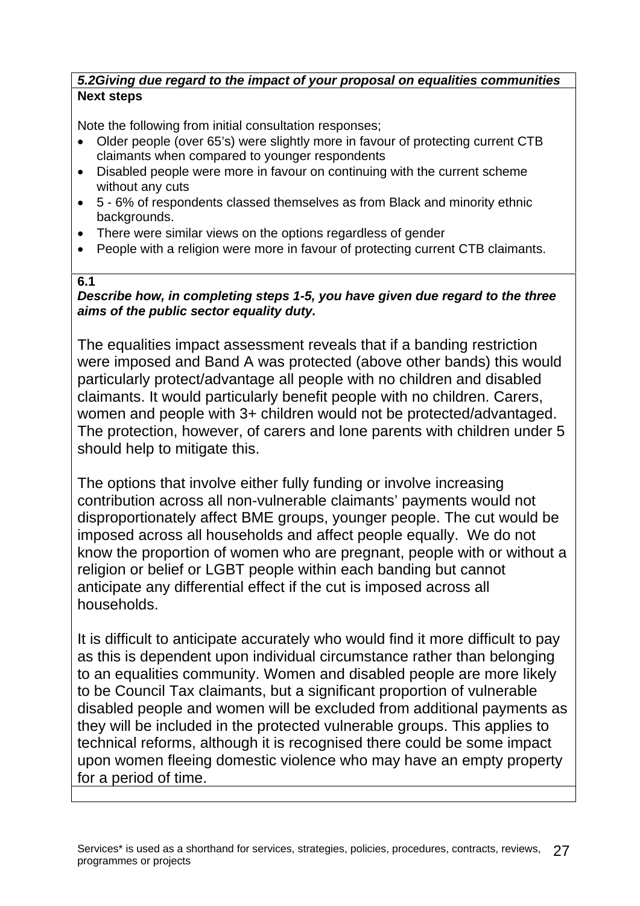***5.2Giving due regard to the impact of your proposal on equalities communities***

**Next steps**

Note the following from initial consultation responses;

- Older people (over 65's) were slightly more in favour of protecting current CTB claimants when compared to younger respondents
- Disabled people were more in favour on continuing with the current scheme without any cuts
- 5 - 6% of respondents classed themselves as from Black and minority ethnic backgrounds.
- There were similar views on the options regardless of gender
- People with a religion were more in favour of protecting current CTB claimants.

**6.1**

***Describe how, in completing steps 1-5, you have given due regard to the three aims of the public sector equality duty.***

The equalities impact assessment reveals that if a banding restriction were imposed and Band A was protected (above other bands) this would particularly protect/advantage all people with no children and disabled claimants. It would particularly benefit people with no children. Carers, women and people with 3+ children would not be protected/advantaged. The protection, however, of carers and lone parents with children under 5 should help to mitigate this.

The options that involve either fully funding or involve increasing contribution across all non-vulnerable claimants' payments would not disproportionately affect BME groups, younger people. The cut would be imposed across all households and affect people equally. We do not know the proportion of women who are pregnant, people with or without a religion or belief or LGBT people within each banding but cannot anticipate any differential effect if the cut is imposed across all households.

It is difficult to anticipate accurately who would find it more difficult to pay as this is dependent upon individual circumstance rather than belonging to an equalities community. Women and disabled people are more likely to be Council Tax claimants, but a significant proportion of vulnerable disabled people and women will be excluded from additional payments as they will be included in the protected vulnerable groups. This applies to technical reforms, although it is recognised there could be some impact upon women fleeing domestic violence who may have an empty property for a period of time.

Services* is used as a shorthand for services, strategies, policies, procedures, contracts, reviews, programmes or projects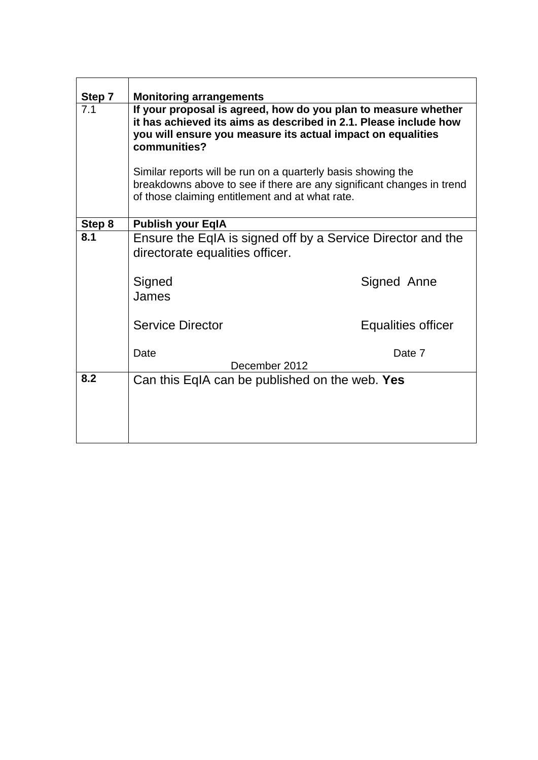| | |
|---|---|
| **Step 7** | **Monitoring arrangements** |
| 7.1 | **If your proposal is agreed, how do you plan to measure whether it has achieved its aims as described in 2.1. Please include how you will ensure you measure its actual impact on equalities communities?**<br><br>Similar reports will be run on a quarterly basis showing the breakdowns above to see if there are any significant changes in trend of those claiming entitlement and at what rate. |
| **Step 8** | **Publish your EqIA** |
| **8.1** | Ensure the EqIA is signed off by a Service Director and the directorate equalities officer.<br><br>Signed Signed Anne James<br><br>Service Director Equalities officer<br><br>Date Date 7 December 2012 |
| **8.2** | Can this EqIA can be published on the web. **Yes** |